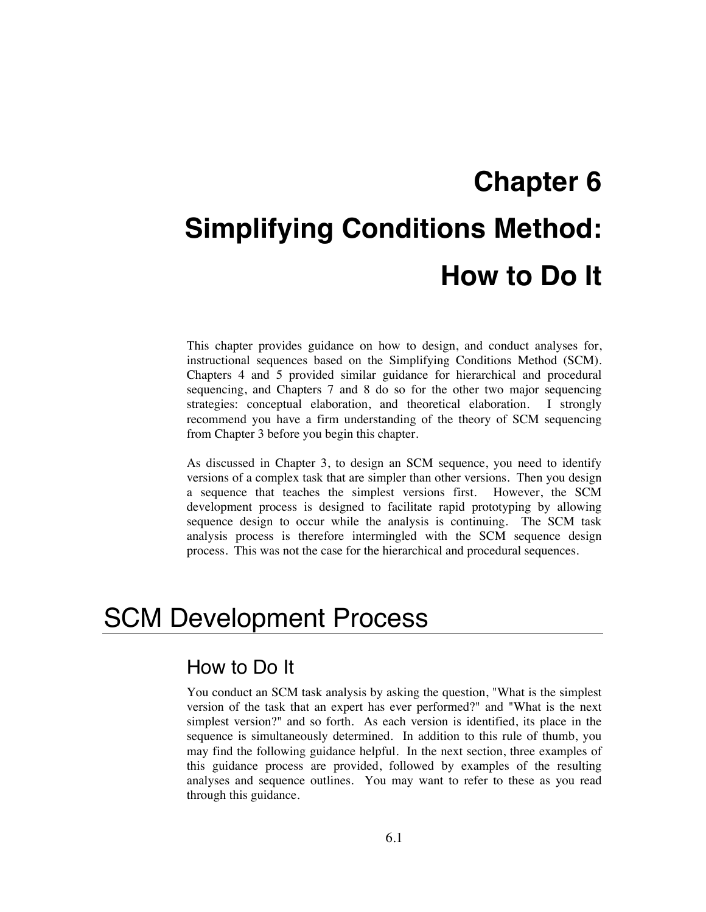# Chapter 6

# Simplifying Conditions Method: How to Do It

This chapter provides guidance on how to design, and conduct analyses for, instructional sequences based on the Simplifying Conditions Method (SCM). Chapters 4 and 5 provided similar guidance for hierarchical and procedural sequencing, and Chapters 7 and 8 do so for the other two major sequencing strategies: conceptual elaboration, and theoretical elaboration. I strongly recommend you have a firm understanding of the theory of SCM sequencing from Chapter 3 before you begin this chapter.

As discussed in Chapter 3, to design an SCM sequence, you need to identify versions of a complex task that are simpler than other versions. Then you design a sequence that teaches the simplest versions first. However, the SCM development process is designed to facilitate rapid prototyping by allowing sequence design to occur while the analysis is continuing. The SCM task analysis process is therefore intermingled with the SCM sequence design process. This was not the case for the hierarchical and procedural sequences.

## SCM Development Process

### How to Do It

You conduct an SCM task analysis by asking the question, "What is the simplest version of the task that an expert has ever performed?" and "What is the next simplest version?" and so forth. As each version is identified, its place in the sequence is simultaneously determined. In addition to this rule of thumb, you may find the following guidance helpful. In the next section, three examples of this guidance process are provided, followed by examples of the resulting analyses and sequence outlines. You may want to refer to these as you read through this guidance.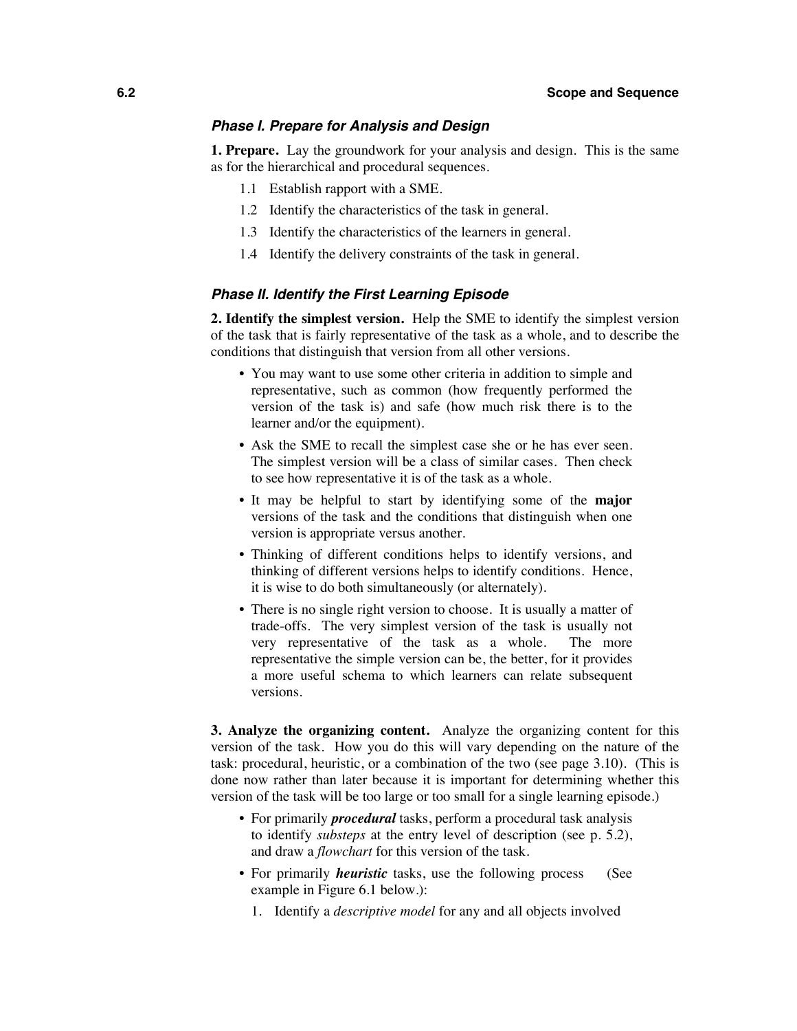### *Phase I. Prepare for Analysis and Design*

**1. Prepare.** Lay the groundwork for your analysis and design. This is the same as for the hierarchical and procedural sequences.

1.1 Establish rapport with a SME.

1.2 Identify the characteristics of the task in general.

1.3 Identify the characteristics of the learners in general.

1.4 Identify the delivery constraints of the task in general.

### *Phase II. Identify the First Learning Episode*

**2. Identify the simplest version.** Help the SME to identify the simplest version of the task that is fairly representative of the task as a whole, and to describe the conditions that distinguish that version from all other versions.

- You may want to use some other criteria in addition to simple and representative, such as common (how frequently performed the version of the task is) and safe (how much risk there is to the learner and/or the equipment).
- Ask the SME to recall the simplest case she or he has ever seen. The simplest version will be a class of similar cases. Then check to see how representative it is of the task as a whole.
- It may be helpful to start by identifying some of the **major** versions of the task and the conditions that distinguish when one version is appropriate versus another.
- Thinking of different conditions helps to identify versions, and thinking of different versions helps to identify conditions. Hence, it is wise to do both simultaneously (or alternately).
- There is no single right version to choose. It is usually a matter of trade-offs. The very simplest version of the task is usually not very representative of the task as a whole. The more representative the simple version can be, the better, for it provides a more useful schema to which learners can relate subsequent versions.

**3. Analyze the organizing content.** Analyze the organizing content for this version of the task. How you do this will vary depending on the nature of the task: procedural, heuristic, or a combination of the two (see page 3.10). (This is done now rather than later because it is important for determining whether this version of the task will be too large or too small for a single learning episode.)

- For primarily ***procedural*** tasks, perform a procedural task analysis to identify *substeps* at the entry level of description (see p. 5.2), and draw a *flowchart* for this version of the task.
- For primarily ***heuristic*** tasks, use the following process (See example in Figure 6.1 below.):
  1. Identify a *descriptive model* for any and all objects involved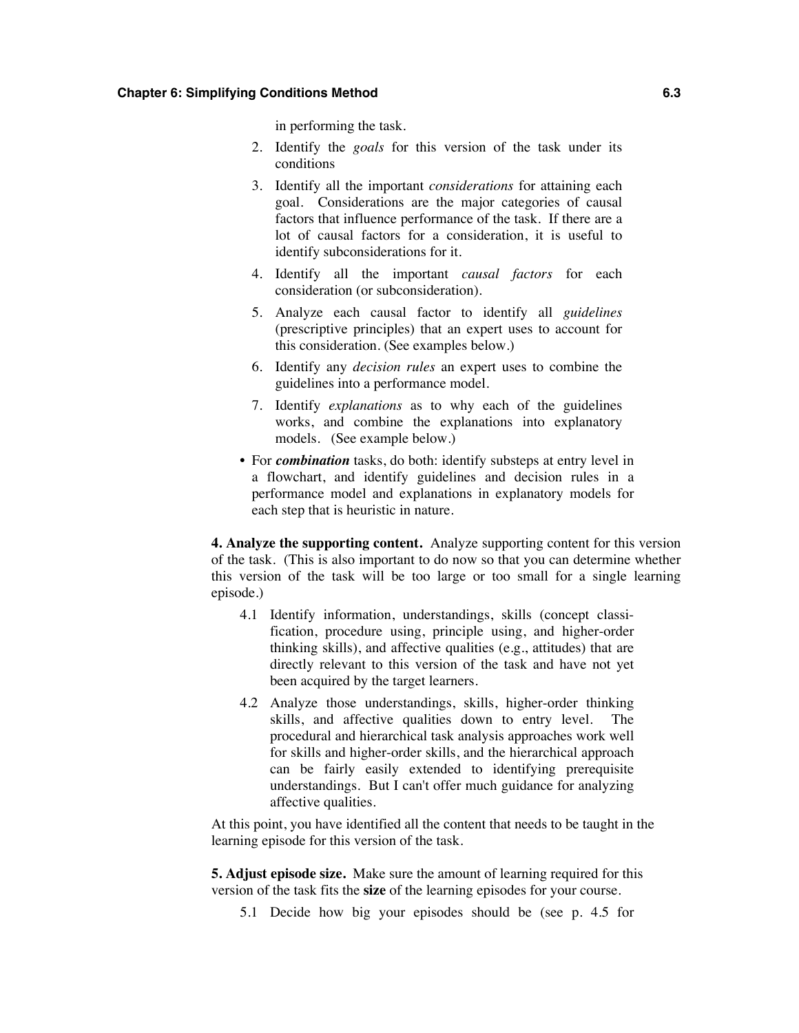in performing the task.

2. Identify the *goals* for this version of the task under its conditions
3. Identify all the important *considerations* for attaining each goal. Considerations are the major categories of causal factors that influence performance of the task. If there are a lot of causal factors for a consideration, it is useful to identify subconsiderations for it.
4. Identify all the important *causal factors* for each consideration (or subconsideration).
5. Analyze each causal factor to identify all *guidelines* (prescriptive principles) that an expert uses to account for this consideration. (See examples below.)
6. Identify any *decision rules* an expert uses to combine the guidelines into a performance model.
7. Identify *explanations* as to why each of the guidelines works, and combine the explanations into explanatory models. (See example below.)

- For ***combination*** tasks, do both: identify substeps at entry level in a flowchart, and identify guidelines and decision rules in a performance model and explanations in explanatory models for each step that is heuristic in nature.

**4. Analyze the supporting content.** Analyze supporting content for this version of the task. (This is also important to do now so that you can determine whether this version of the task will be too large or too small for a single learning episode.)

4.1 Identify information, understandings, skills (concept classification, procedure using, principle using, and higher-order thinking skills), and affective qualities (e.g., attitudes) that are directly relevant to this version of the task and have not yet been acquired by the target learners.

4.2 Analyze those understandings, skills, higher-order thinking skills, and affective qualities down to entry level. The procedural and hierarchical task analysis approaches work well for skills and higher-order skills, and the hierarchical approach can be fairly easily extended to identifying prerequisite understandings. But I can't offer much guidance for analyzing affective qualities.

At this point, you have identified all the content that needs to be taught in the learning episode for this version of the task.

**5. Adjust episode size.** Make sure the amount of learning required for this version of the task fits the **size** of the learning episodes for your course.

5.1 Decide how big your episodes should be (see p. 4.5 for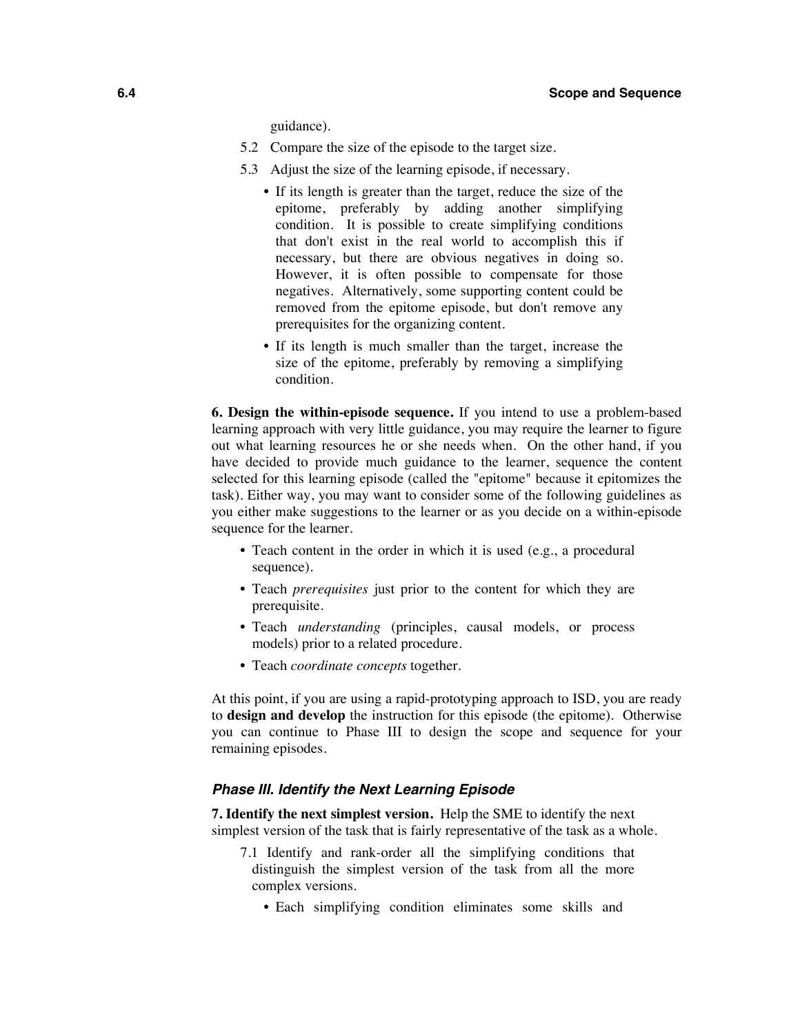guidance).

5.2 Compare the size of the episode to the target size.

5.3 Adjust the size of the learning episode, if necessary.

- If its length is greater than the target, reduce the size of the epitome, preferably by adding another simplifying condition. It is possible to create simplifying conditions that don't exist in the real world to accomplish this if necessary, but there are obvious negatives in doing so. However, it is often possible to compensate for those negatives. Alternatively, some supporting content could be removed from the epitome episode, but don't remove any prerequisites for the organizing content.
- If its length is much smaller than the target, increase the size of the epitome, preferably by removing a simplifying condition.

**6. Design the within-episode sequence.** If you intend to use a problem-based learning approach with very little guidance, you may require the learner to figure out what learning resources he or she needs when. On the other hand, if you have decided to provide much guidance to the learner, sequence the content selected for this learning episode (called the "epitome" because it epitomizes the task). Either way, you may want to consider some of the following guidelines as you either make suggestions to the learner or as you decide on a within-episode sequence for the learner.

- Teach content in the order in which it is used (e.g., a procedural sequence).
- Teach *prerequisites* just prior to the content for which they are prerequisite.
- Teach *understanding* (principles, causal models, or process models) prior to a related procedure.
- Teach *coordinate concepts* together.

At this point, if you are using a rapid-prototyping approach to ISD, you are ready to **design and develop** the instruction for this episode (the epitome). Otherwise you can continue to Phase III to design the scope and sequence for your remaining episodes.

### *Phase III. Identify the Next Learning Episode*

**7. Identify the next simplest version.** Help the SME to identify the next simplest version of the task that is fairly representative of the task as a whole.

7.1 Identify and rank-order all the simplifying conditions that distinguish the simplest version of the task from all the more complex versions.

- Each simplifying condition eliminates some skills and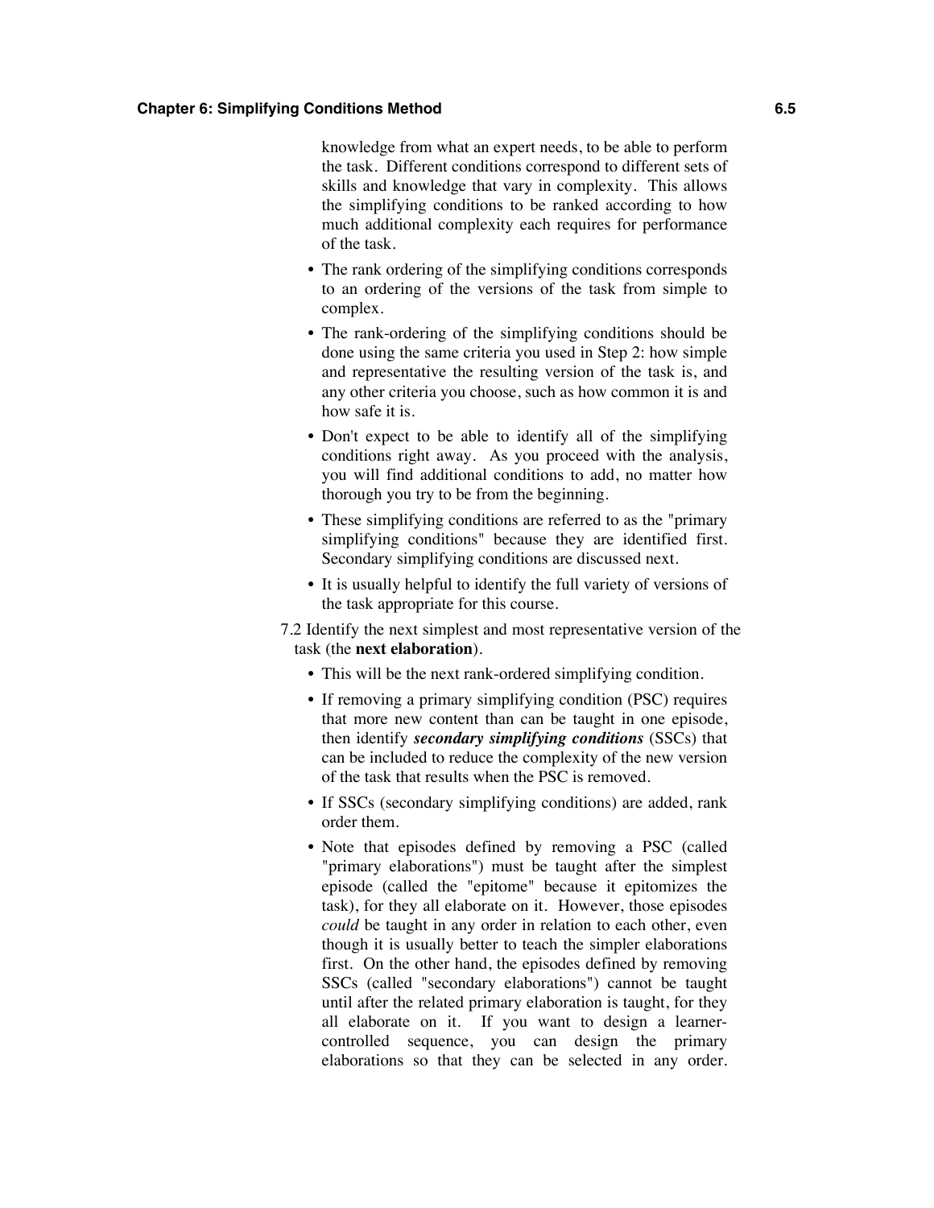knowledge from what an expert needs, to be able to perform the task. Different conditions correspond to different sets of skills and knowledge that vary in complexity. This allows the simplifying conditions to be ranked according to how much additional complexity each requires for performance of the task.

- The rank ordering of the simplifying conditions corresponds to an ordering of the versions of the task from simple to complex.
- The rank-ordering of the simplifying conditions should be done using the same criteria you used in Step 2: how simple and representative the resulting version of the task is, and any other criteria you choose, such as how common it is and how safe it is.
- Don't expect to be able to identify all of the simplifying conditions right away. As you proceed with the analysis, you will find additional conditions to add, no matter how thorough you try to be from the beginning.
- These simplifying conditions are referred to as the "primary simplifying conditions" because they are identified first. Secondary simplifying conditions are discussed next.
- It is usually helpful to identify the full variety of versions of the task appropriate for this course.

7.2 Identify the next simplest and most representative version of the task (the **next elaboration**).

- This will be the next rank-ordered simplifying condition.
- If removing a primary simplifying condition (PSC) requires that more new content than can be taught in one episode, then identify ***secondary simplifying conditions*** (SSCs) that can be included to reduce the complexity of the new version of the task that results when the PSC is removed.
- If SSCs (secondary simplifying conditions) are added, rank order them.
- Note that episodes defined by removing a PSC (called "primary elaborations") must be taught after the simplest episode (called the "epitome" because it epitomizes the task), for they all elaborate on it. However, those episodes *could* be taught in any order in relation to each other, even though it is usually better to teach the simpler elaborations first. On the other hand, the episodes defined by removing SSCs (called "secondary elaborations") cannot be taught until after the related primary elaboration is taught, for they all elaborate on it. If you want to design a learner-controlled sequence, you can design the primary elaborations so that they can be selected in any order.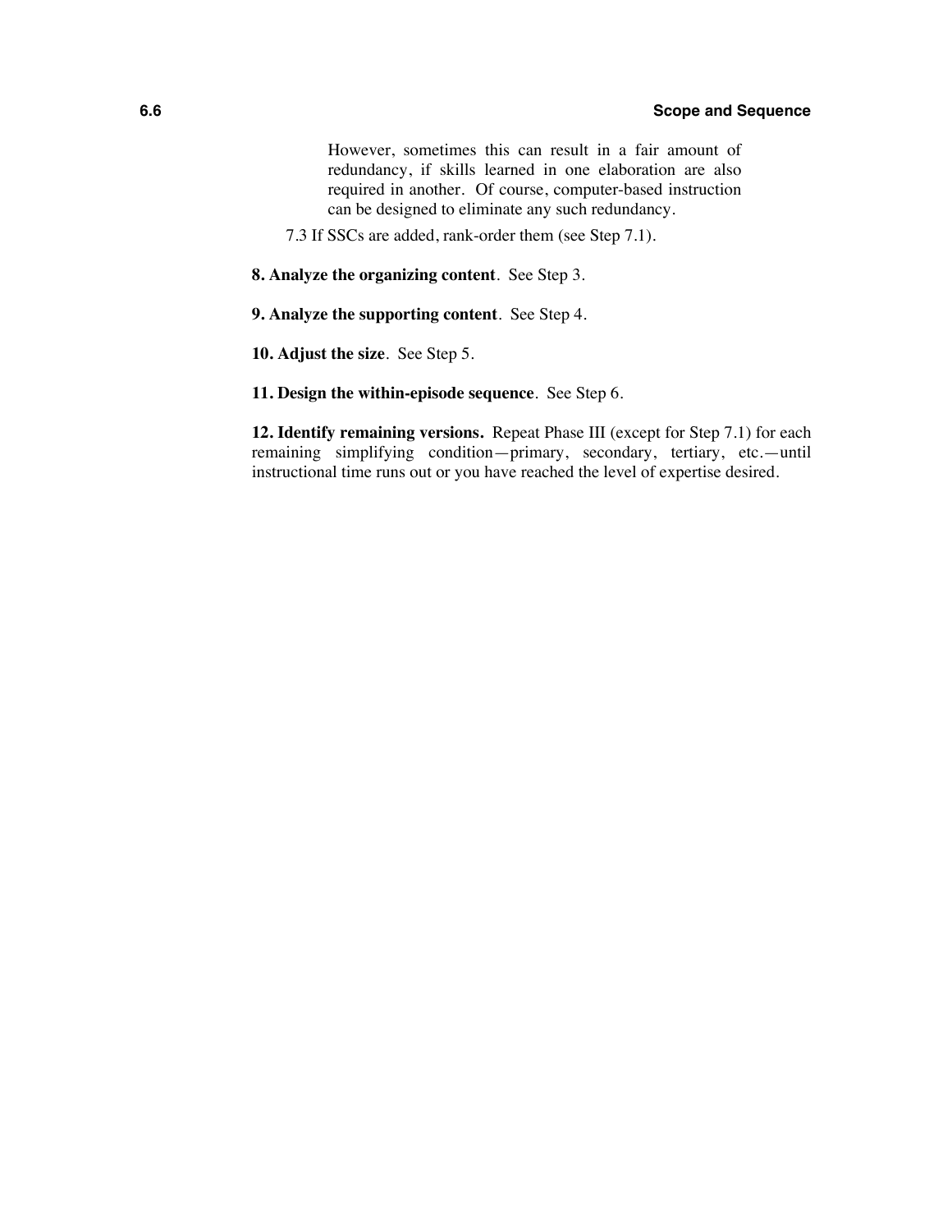However, sometimes this can result in a fair amount of redundancy, if skills learned in one elaboration are also required in another. Of course, computer-based instruction can be designed to eliminate any such redundancy.

7.3 If SSCs are added, rank-order them (see Step 7.1).

**8. Analyze the organizing content**. See Step 3.

**9. Analyze the supporting content**. See Step 4.

**10. Adjust the size**. See Step 5.

**11. Design the within-episode sequence**. See Step 6.

**12. Identify remaining versions.** Repeat Phase III (except for Step 7.1) for each remaining simplifying condition—primary, secondary, tertiary, etc.—until instructional time runs out or you have reached the level of expertise desired.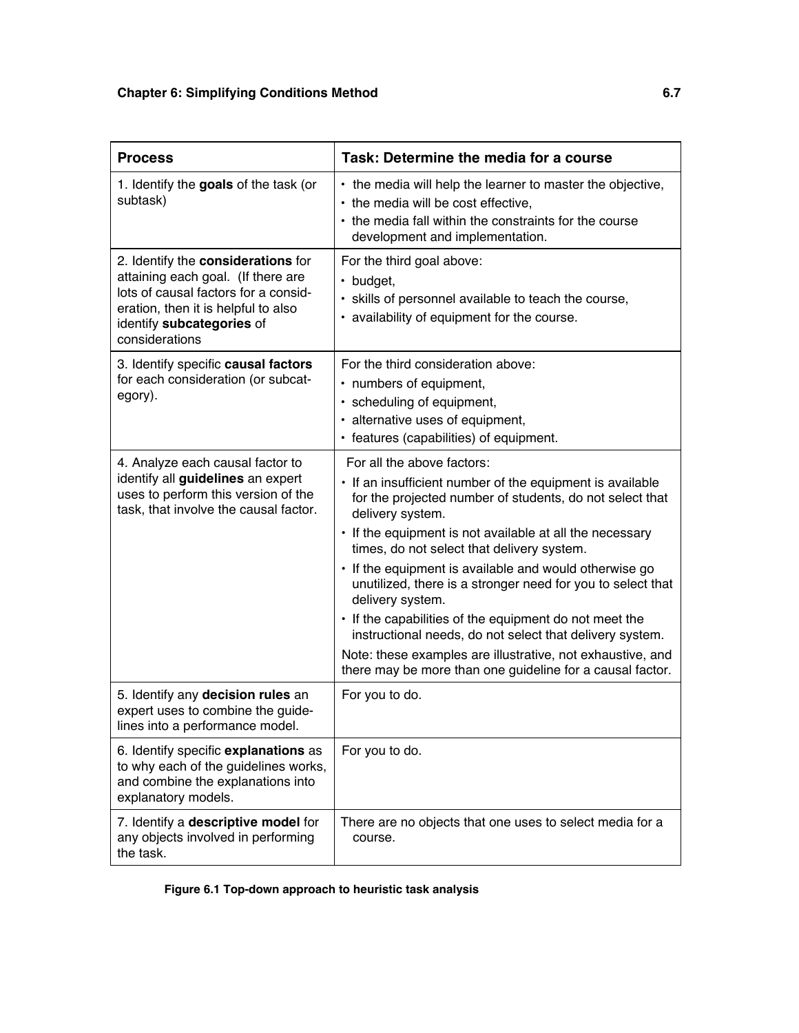| **Process** | **Task: Determine the media for a course** |
|---|---|
| 1. Identify the **goals** of the task (or subtask) | • the media will help the learner to master the objective,<br>• the media will be cost effective,<br>• the media fall within the constraints for the course development and implementation. |
| 2. Identify the **considerations** for attaining each goal. (If there are lots of causal factors for a consideration, then it is helpful to also identify **subcategories** of considerations | For the third goal above:<br>• budget,<br>• skills of personnel available to teach the course,<br>• availability of equipment for the course. |
| 3. Identify specific **causal factors** for each consideration (or subcategory). | For the third consideration above:<br>• numbers of equipment,<br>• scheduling of equipment,<br>• alternative uses of equipment,<br>• features (capabilities) of equipment. |
| 4. Analyze each causal factor to identify all **guidelines** an expert uses to perform this version of the task, that involve the causal factor. | For all the above factors:<br>• If an insufficient number of the equipment is available for the projected number of students, do not select that delivery system.<br>• If the equipment is not available at all the necessary times, do not select that delivery system.<br>• If the equipment is available and would otherwise go unutilized, there is a stronger need for you to select that delivery system.<br>• If the capabilities of the equipment do not meet the instructional needs, do not select that delivery system.<br>Note: these examples are illustrative, not exhaustive, and there may be more than one guideline for a causal factor. |
| 5. Identify any **decision rules** an expert uses to combine the guidelines into a performance model. | For you to do. |
| 6. Identify specific **explanations** as to why each of the guidelines works, and combine the explanations into explanatory models. | For you to do. |
| 7. Identify a **descriptive model** for any objects involved in performing the task. | There are no objects that one uses to select media for a course. |

**Figure 6.1 Top-down approach to heuristic task analysis**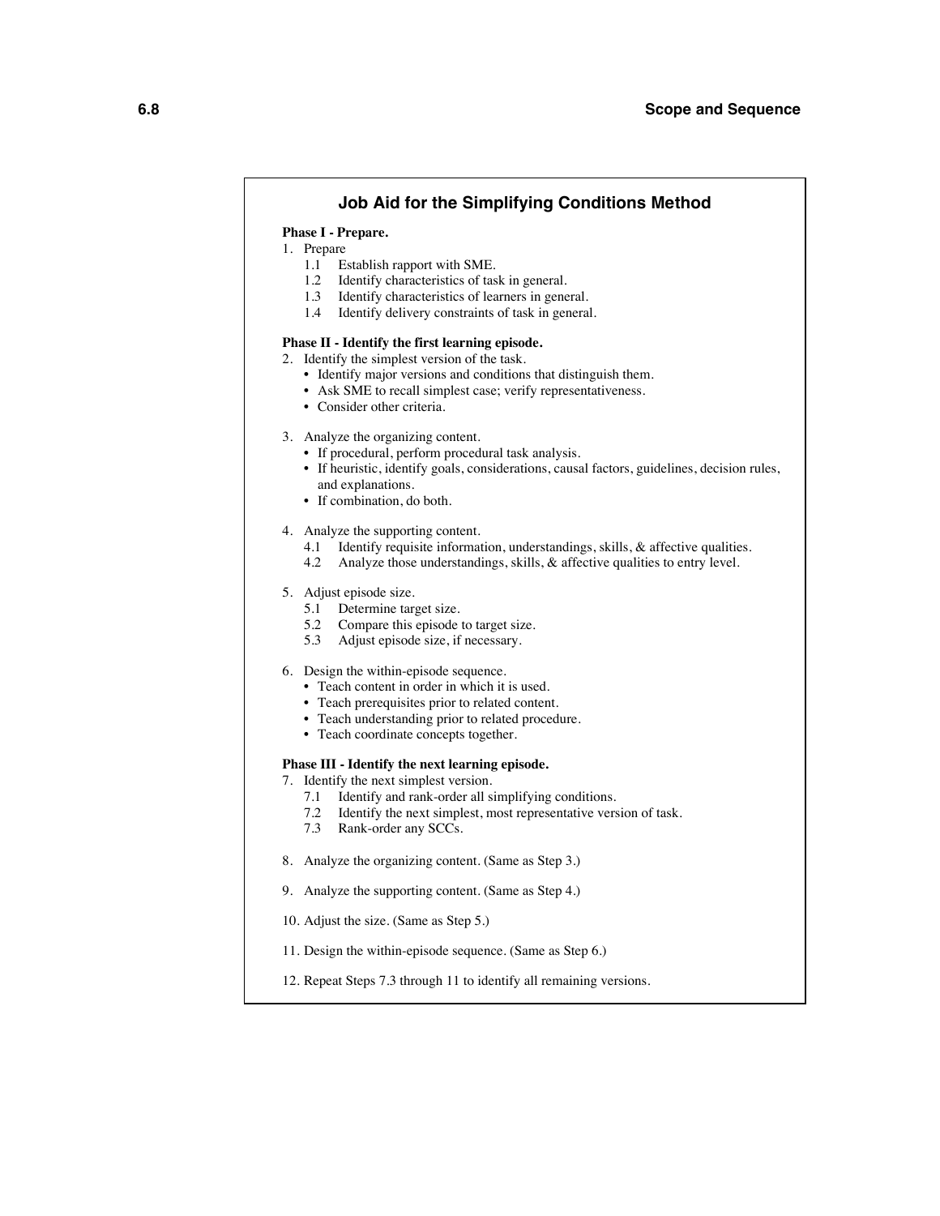## Job Aid for the Simplifying Conditions Method

**Phase I - Prepare.**

1. Prepare
   - 1.1 Establish rapport with SME.
   - 1.2 Identify characteristics of task in general.
   - 1.3 Identify characteristics of learners in general.
   - 1.4 Identify delivery constraints of task in general.

**Phase II - Identify the first learning episode.**

2. Identify the simplest version of the task.
   - Identify major versions and conditions that distinguish them.
   - Ask SME to recall simplest case; verify representativeness.
   - Consider other criteria.

3. Analyze the organizing content.
   - If procedural, perform procedural task analysis.
   - If heuristic, identify goals, considerations, causal factors, guidelines, decision rules, and explanations.
   - If combination, do both.

4. Analyze the supporting content.
   - 4.1 Identify requisite information, understandings, skills, & affective qualities.
   - 4.2 Analyze those understandings, skills, & affective qualities to entry level.

5. Adjust episode size.
   - 5.1 Determine target size.
   - 5.2 Compare this episode to target size.
   - 5.3 Adjust episode size, if necessary.

6. Design the within-episode sequence.
   - Teach content in order in which it is used.
   - Teach prerequisites prior to related content.
   - Teach understanding prior to related procedure.
   - Teach coordinate concepts together.

**Phase III - Identify the next learning episode.**

7. Identify the next simplest version.
   - 7.1 Identify and rank-order all simplifying conditions.
   - 7.2 Identify the next simplest, most representative version of task.
   - 7.3 Rank-order any SCCs.

8. Analyze the organizing content. (Same as Step 3.)

9. Analyze the supporting content. (Same as Step 4.)

10. Adjust the size. (Same as Step 5.)

11. Design the within-episode sequence. (Same as Step 6.)

12. Repeat Steps 7.3 through 11 to identify all remaining versions.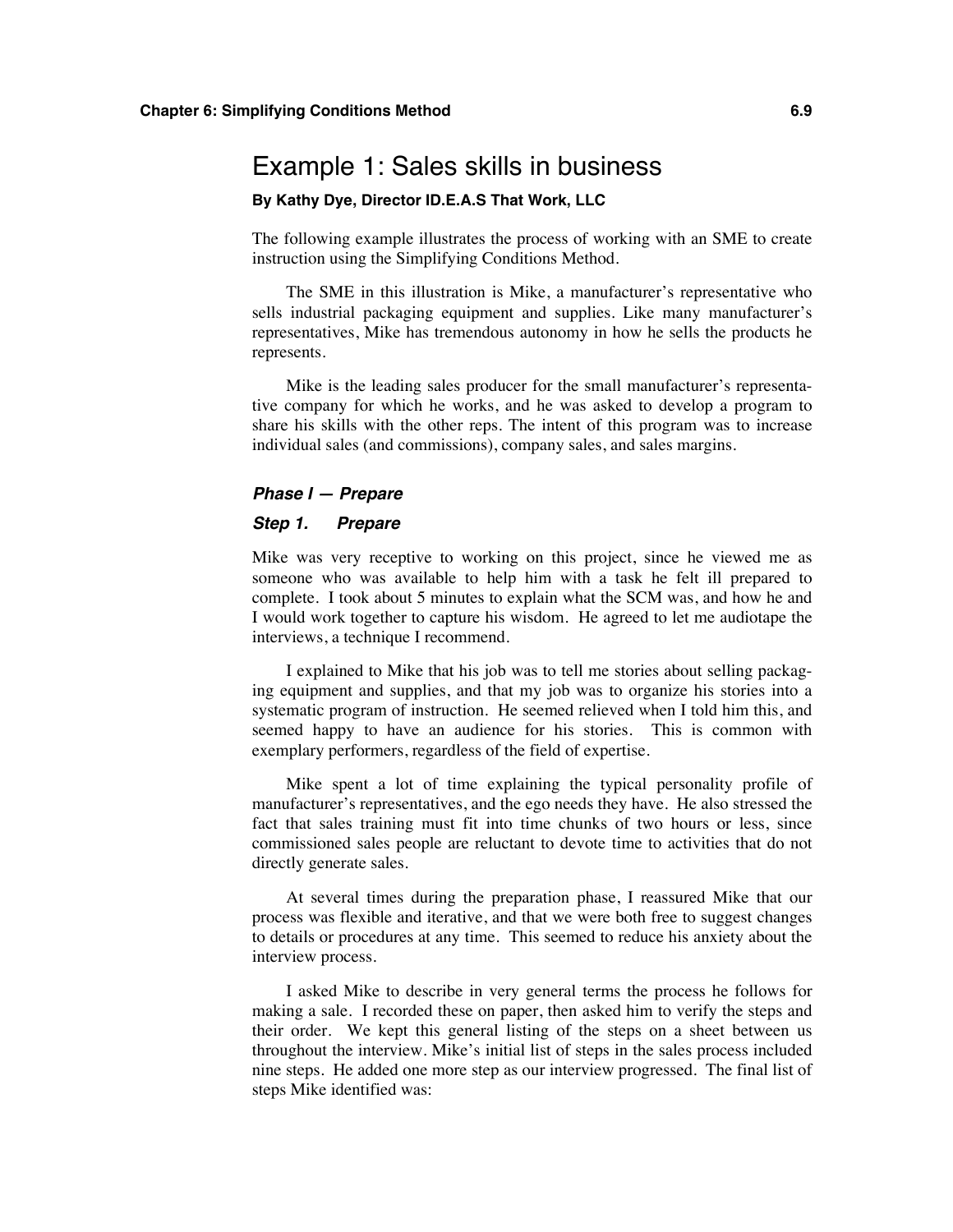# Example 1: Sales skills in business

**By Kathy Dye, Director ID.E.A.S That Work, LLC**

The following example illustrates the process of working with an SME to create instruction using the Simplifying Conditions Method.

The SME in this illustration is Mike, a manufacturer's representative who sells industrial packaging equipment and supplies. Like many manufacturer's representatives, Mike has tremendous autonomy in how he sells the products he represents.

Mike is the leading sales producer for the small manufacturer's representative company for which he works, and he was asked to develop a program to share his skills with the other reps. The intent of this program was to increase individual sales (and commissions), company sales, and sales margins.

### *Phase I — Prepare*

### *Step 1. Prepare*

Mike was very receptive to working on this project, since he viewed me as someone who was available to help him with a task he felt ill prepared to complete. I took about 5 minutes to explain what the SCM was, and how he and I would work together to capture his wisdom. He agreed to let me audiotape the interviews, a technique I recommend.

I explained to Mike that his job was to tell me stories about selling packaging equipment and supplies, and that my job was to organize his stories into a systematic program of instruction. He seemed relieved when I told him this, and seemed happy to have an audience for his stories. This is common with exemplary performers, regardless of the field of expertise.

Mike spent a lot of time explaining the typical personality profile of manufacturer's representatives, and the ego needs they have. He also stressed the fact that sales training must fit into time chunks of two hours or less, since commissioned sales people are reluctant to devote time to activities that do not directly generate sales.

At several times during the preparation phase, I reassured Mike that our process was flexible and iterative, and that we were both free to suggest changes to details or procedures at any time. This seemed to reduce his anxiety about the interview process.

I asked Mike to describe in very general terms the process he follows for making a sale. I recorded these on paper, then asked him to verify the steps and their order. We kept this general listing of the steps on a sheet between us throughout the interview. Mike's initial list of steps in the sales process included nine steps. He added one more step as our interview progressed. The final list of steps Mike identified was: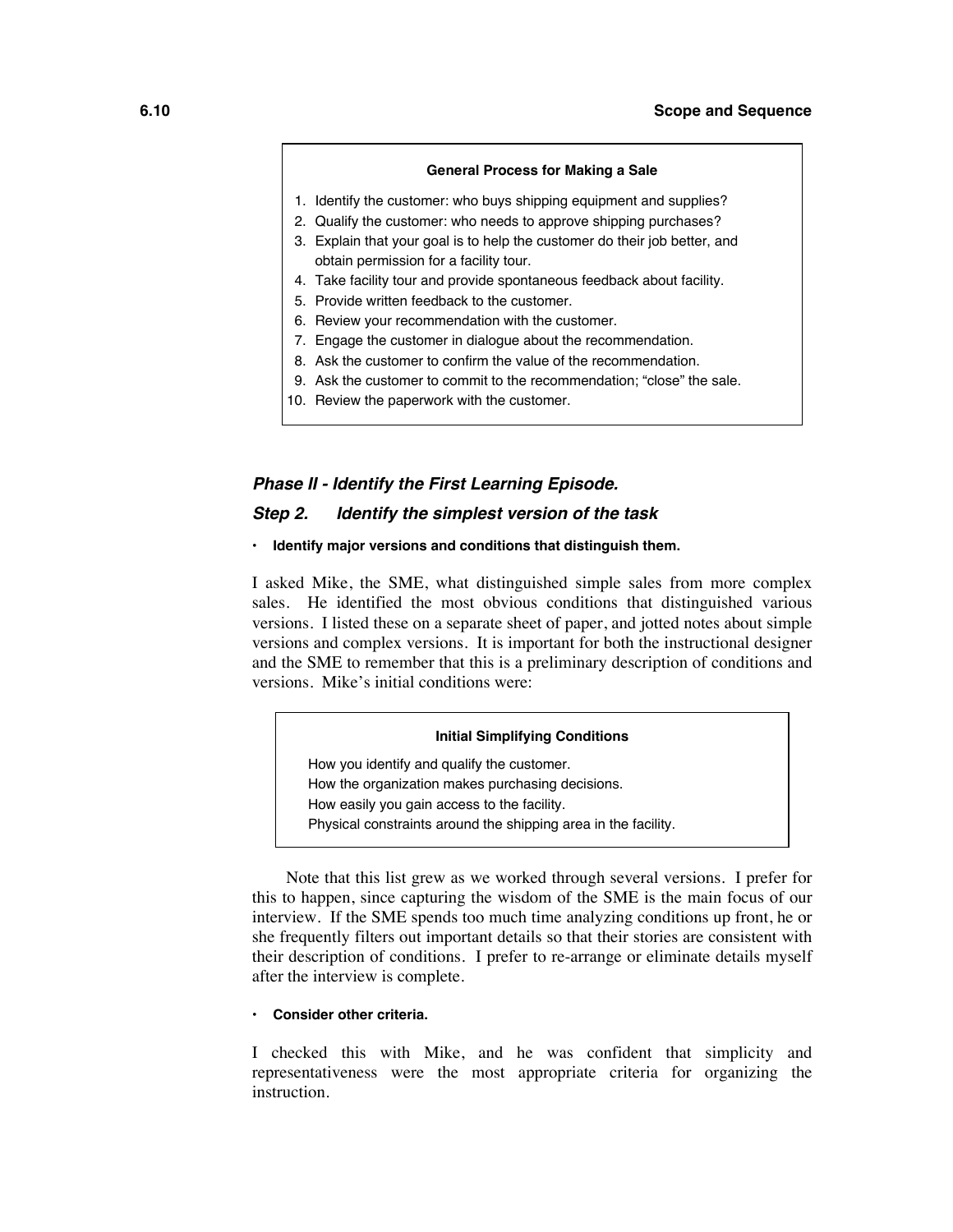**General Process for Making a Sale**

1. Identify the customer: who buys shipping equipment and supplies?
2. Qualify the customer: who needs to approve shipping purchases?
3. Explain that your goal is to help the customer do their job better, and obtain permission for a facility tour.
4. Take facility tour and provide spontaneous feedback about facility.
5. Provide written feedback to the customer.
6. Review your recommendation with the customer.
7. Engage the customer in dialogue about the recommendation.
8. Ask the customer to confirm the value of the recommendation.
9. Ask the customer to commit to the recommendation; "close" the sale.
10. Review the paperwork with the customer.

### *Phase II - Identify the First Learning Episode.*

### *Step 2. Identify the simplest version of the task*

- **Identify major versions and conditions that distinguish them.**

I asked Mike, the SME, what distinguished simple sales from more complex sales. He identified the most obvious conditions that distinguished various versions. I listed these on a separate sheet of paper, and jotted notes about simple versions and complex versions. It is important for both the instructional designer and the SME to remember that this is a preliminary description of conditions and versions. Mike's initial conditions were:

**Initial Simplifying Conditions**

How you identify and qualify the customer.
How the organization makes purchasing decisions.
How easily you gain access to the facility.
Physical constraints around the shipping area in the facility.

Note that this list grew as we worked through several versions. I prefer for this to happen, since capturing the wisdom of the SME is the main focus of our interview. If the SME spends too much time analyzing conditions up front, he or she frequently filters out important details so that their stories are consistent with their description of conditions. I prefer to re-arrange or eliminate details myself after the interview is complete.

- **Consider other criteria.**

I checked this with Mike, and he was confident that simplicity and representativeness were the most appropriate criteria for organizing the instruction.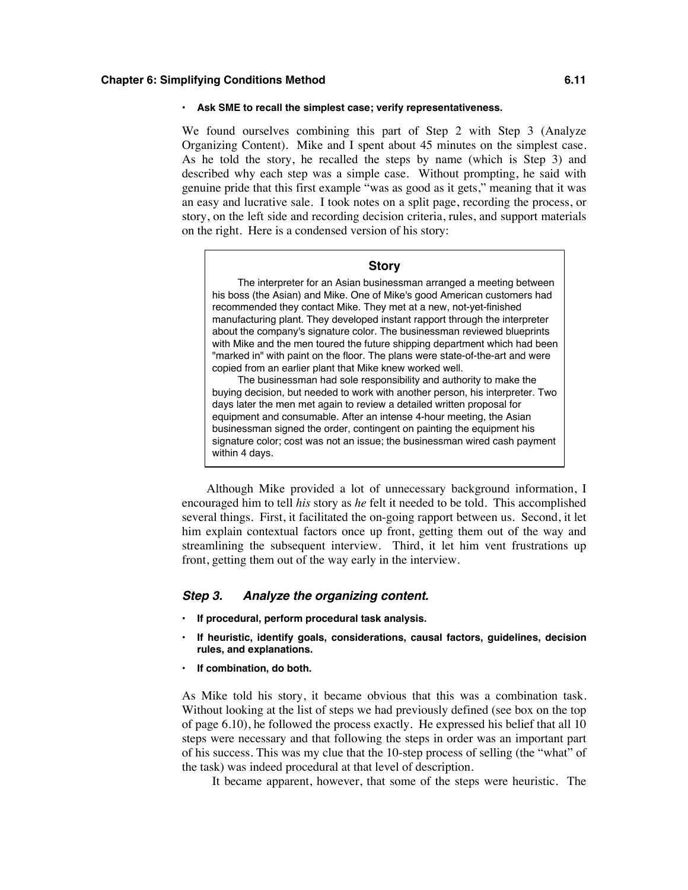- **Ask SME to recall the simplest case; verify representativeness.**

We found ourselves combining this part of Step 2 with Step 3 (Analyze Organizing Content). Mike and I spent about 45 minutes on the simplest case. As he told the story, he recalled the steps by name (which is Step 3) and described why each step was a simple case. Without prompting, he said with genuine pride that this first example "was as good as it gets," meaning that it was an easy and lucrative sale. I took notes on a split page, recording the process, or story, on the left side and recording decision criteria, rules, and support materials on the right. Here is a condensed version of his story:

> **Story**
>
> The interpreter for an Asian businessman arranged a meeting between his boss (the Asian) and Mike. One of Mike's good American customers had recommended they contact Mike. They met at a new, not-yet-finished manufacturing plant. They developed instant rapport through the interpreter about the company's signature color. The businessman reviewed blueprints with Mike and the men toured the future shipping department which had been "marked in" with paint on the floor. The plans were state-of-the-art and were copied from an earlier plant that Mike knew worked well.
>
> The businessman had sole responsibility and authority to make the buying decision, but needed to work with another person, his interpreter. Two days later the men met again to review a detailed written proposal for equipment and consumable. After an intense 4-hour meeting, the Asian businessman signed the order, contingent on painting the equipment his signature color; cost was not an issue; the businessman wired cash payment within 4 days.

Although Mike provided a lot of unnecessary background information, I encouraged him to tell *his* story as *he* felt it needed to be told. This accomplished several things. First, it facilitated the on-going rapport between us. Second, it let him explain contextual factors once up front, getting them out of the way and streamlining the subsequent interview. Third, it let him vent frustrations up front, getting them out of the way early in the interview.

### *Step 3. Analyze the organizing content.*

- **If procedural, perform procedural task analysis.**
- **If heuristic, identify goals, considerations, causal factors, guidelines, decision rules, and explanations.**
- **If combination, do both.**

As Mike told his story, it became obvious that this was a combination task. Without looking at the list of steps we had previously defined (see box on the top of page 6.10), he followed the process exactly. He expressed his belief that all 10 steps were necessary and that following the steps in order was an important part of his success. This was my clue that the 10-step process of selling (the "what" of the task) was indeed procedural at that level of description.

It became apparent, however, that some of the steps were heuristic. The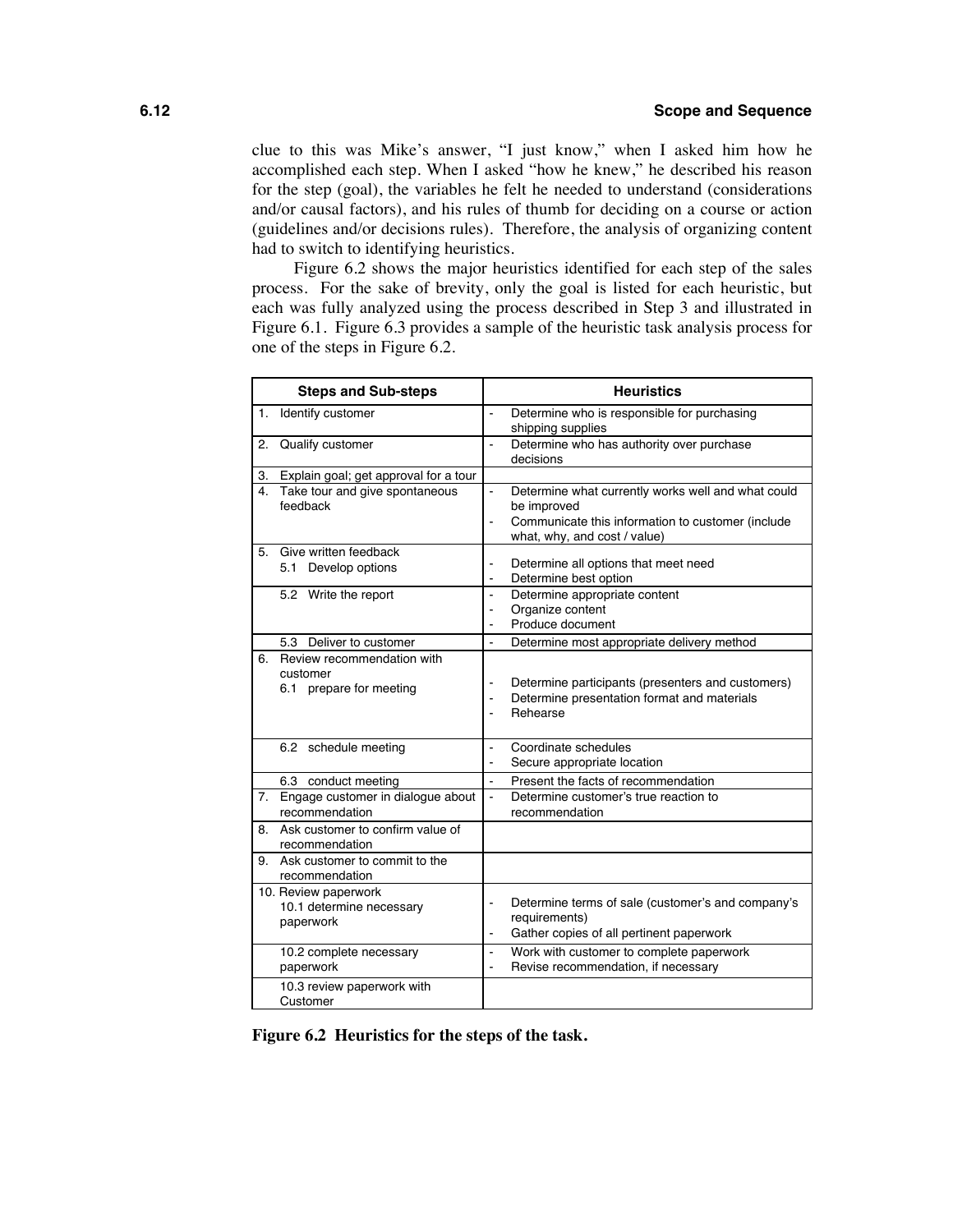clue to this was Mike's answer, "I just know," when I asked him how he accomplished each step. When I asked "how he knew," he described his reason for the step (goal), the variables he felt he needed to understand (considerations and/or causal factors), and his rules of thumb for deciding on a course or action (guidelines and/or decisions rules). Therefore, the analysis of organizing content had to switch to identifying heuristics.

Figure 6.2 shows the major heuristics identified for each step of the sales process. For the sake of brevity, only the goal is listed for each heuristic, but each was fully analyzed using the process described in Step 3 and illustrated in Figure 6.1. Figure 6.3 provides a sample of the heuristic task analysis process for one of the steps in Figure 6.2.

| Steps and Sub-steps | Heuristics |
|---|---|
| 1. Identify customer | - Determine who is responsible for purchasing shipping supplies |
| 2. Qualify customer | - Determine who has authority over purchase decisions |
| 3. Explain goal; get approval for a tour | |
| 4. Take tour and give spontaneous feedback | - Determine what currently works well and what could be improved<br>- Communicate this information to customer (include what, why, and cost / value) |
| 5. Give written feedback<br>5.1 Develop options | - Determine all options that meet need<br>- Determine best option |
| 5.2 Write the report | - Determine appropriate content<br>- Organize content<br>- Produce document |
| 5.3 Deliver to customer | - Determine most appropriate delivery method |
| 6. Review recommendation with customer<br>6.1 prepare for meeting | - Determine participants (presenters and customers)<br>- Determine presentation format and materials<br>- Rehearse |
| 6.2 schedule meeting | - Coordinate schedules<br>- Secure appropriate location |
| 6.3 conduct meeting | - Present the facts of recommendation |
| 7. Engage customer in dialogue about recommendation | - Determine customer's true reaction to recommendation |
| 8. Ask customer to confirm value of recommendation | |
| 9. Ask customer to commit to the recommendation | |
| 10. Review paperwork<br>10.1 determine necessary paperwork | - Determine terms of sale (customer's and company's requirements)<br>- Gather copies of all pertinent paperwork |
| 10.2 complete necessary paperwork | - Work with customer to complete paperwork<br>- Revise recommendation, if necessary |
| 10.3 review paperwork with Customer | |

**Figure 6.2 Heuristics for the steps of the task.**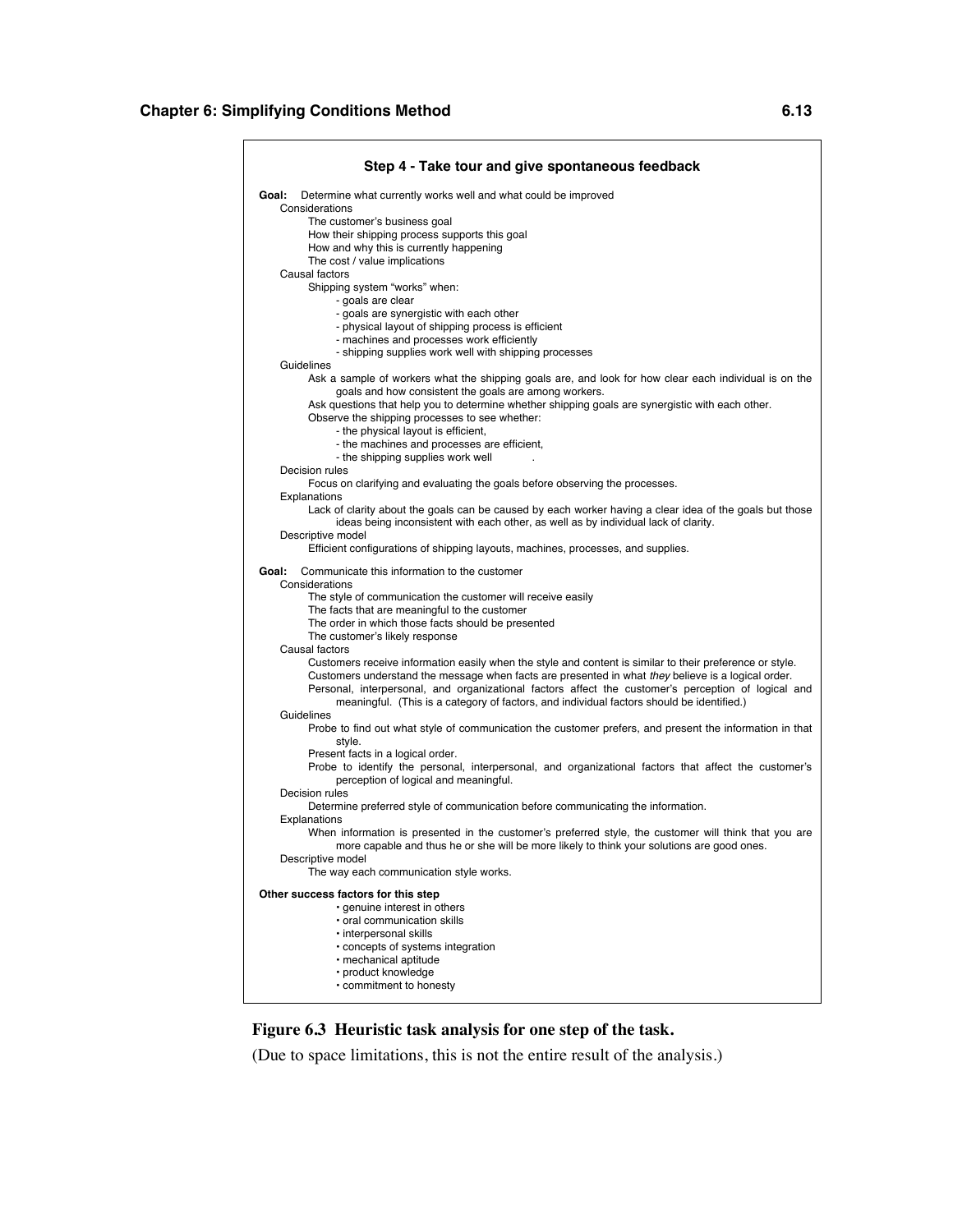### Step 4 - Take tour and give spontaneous feedback

**Goal:** Determine what currently works well and what could be improved

- Considerations
  - The customer's business goal
  - How their shipping process supports this goal
  - How and why this is currently happening
  - The cost / value implications
- Causal factors
  - Shipping system "works" when:
    - goals are clear
    - goals are synergistic with each other
    - physical layout of shipping process is efficient
    - machines and processes work efficiently
    - shipping supplies work well with shipping processes
- Guidelines
  - Ask a sample of workers what the shipping goals are, and look for how clear each individual is on the goals and how consistent the goals are among workers.
  - Ask questions that help you to determine whether shipping goals are synergistic with each other.
  - Observe the shipping processes to see whether:
    - the physical layout is efficient,
    - the machines and processes are efficient,
    - the shipping supplies work well .
- Decision rules
  - Focus on clarifying and evaluating the goals before observing the processes.
- Explanations
  - Lack of clarity about the goals can be caused by each worker having a clear idea of the goals but those ideas being inconsistent with each other, as well as by individual lack of clarity.
- Descriptive model
  - Efficient configurations of shipping layouts, machines, processes, and supplies.

**Goal:** Communicate this information to the customer

- Considerations
  - The style of communication the customer will receive easily
  - The facts that are meaningful to the customer
  - The order in which those facts should be presented
  - The customer's likely response
- Causal factors
  - Customers receive information easily when the style and content is similar to their preference or style.
  - Customers understand the message when facts are presented in what *they* believe is a logical order.
  - Personal, interpersonal, and organizational factors affect the customer's perception of logical and meaningful. (This is a category of factors, and individual factors should be identified.)
- Guidelines
  - Probe to find out what style of communication the customer prefers, and present the information in that style.
  - Present facts in a logical order.
  - Probe to identify the personal, interpersonal, and organizational factors that affect the customer's perception of logical and meaningful.
- Decision rules
  - Determine preferred style of communication before communicating the information.
- Explanations
  - When information is presented in the customer's preferred style, the customer will think that you are more capable and thus he or she will be more likely to think your solutions are good ones.
- Descriptive model
  - The way each communication style works.

**Other success factors for this step**

- genuine interest in others
- oral communication skills
- interpersonal skills
- concepts of systems integration
- mechanical aptitude
- product knowledge
- commitment to honesty

**Figure 6.3 Heuristic task analysis for one step of the task.**

(Due to space limitations, this is not the entire result of the analysis.)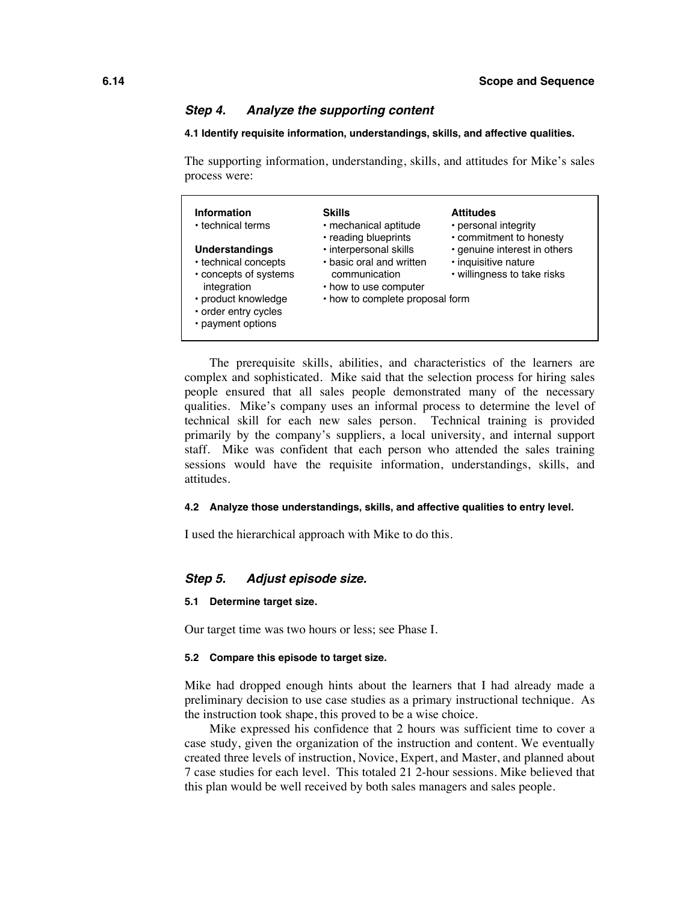### *Step 4. Analyze the supporting content*

**4.1 Identify requisite information, understandings, skills, and affective qualities.**

The supporting information, understanding, skills, and attitudes for Mike's sales process were:

| Information / Understandings | Skills | Attitudes |
|---|---|---|
| **Information**<br>• technical terms<br><br>**Understandings**<br>• technical concepts<br>• concepts of systems integration<br>• product knowledge<br>• order entry cycles<br>• payment options | • mechanical aptitude<br>• reading blueprints<br>• interpersonal skills<br>• basic oral and written communication<br>• how to use computer<br>• how to complete proposal form | • personal integrity<br>• commitment to honesty<br>• genuine interest in others<br>• inquisitive nature<br>• willingness to take risks |

The prerequisite skills, abilities, and characteristics of the learners are complex and sophisticated. Mike said that the selection process for hiring sales people ensured that all sales people demonstrated many of the necessary qualities. Mike's company uses an informal process to determine the level of technical skill for each new sales person. Technical training is provided primarily by the company's suppliers, a local university, and internal support staff. Mike was confident that each person who attended the sales training sessions would have the requisite information, understandings, skills, and attitudes.

**4.2 Analyze those understandings, skills, and affective qualities to entry level.**

I used the hierarchical approach with Mike to do this.

### *Step 5. Adjust episode size.*

**5.1 Determine target size.**

Our target time was two hours or less; see Phase I.

**5.2 Compare this episode to target size.**

Mike had dropped enough hints about the learners that I had already made a preliminary decision to use case studies as a primary instructional technique. As the instruction took shape, this proved to be a wise choice.

Mike expressed his confidence that 2 hours was sufficient time to cover a case study, given the organization of the instruction and content. We eventually created three levels of instruction, Novice, Expert, and Master, and planned about 7 case studies for each level. This totaled 21 2-hour sessions. Mike believed that this plan would be well received by both sales managers and sales people.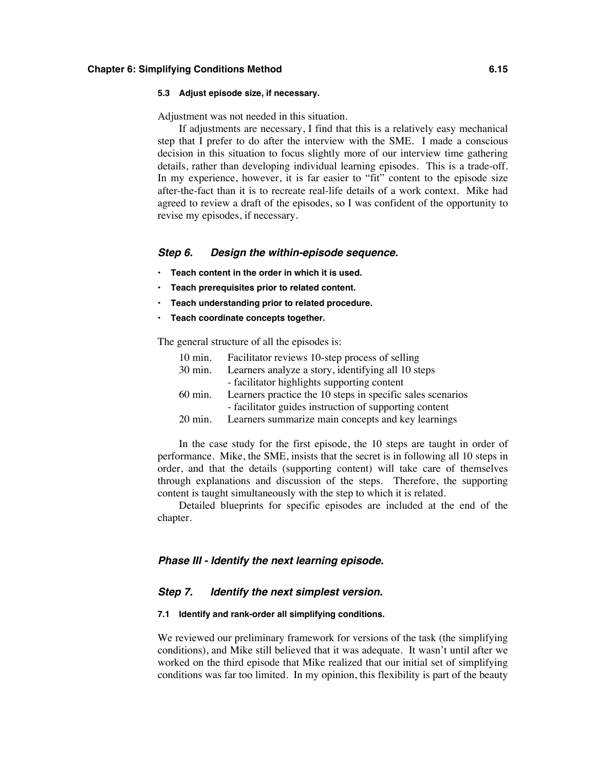#### 5.3 Adjust episode size, if necessary.

Adjustment was not needed in this situation.

If adjustments are necessary, I find that this is a relatively easy mechanical step that I prefer to do after the interview with the SME. I made a conscious decision in this situation to focus slightly more of our interview time gathering details, rather than developing individual learning episodes. This is a trade-off. In my experience, however, it is far easier to "fit" content to the episode size after-the-fact than it is to recreate real-life details of a work context. Mike had agreed to review a draft of the episodes, so I was confident of the opportunity to revise my episodes, if necessary.

### *Step 6. Design the within-episode sequence.*

- **Teach content in the order in which it is used.**
- **Teach prerequisites prior to related content.**
- **Teach understanding prior to related procedure.**
- **Teach coordinate concepts together.**

The general structure of all the episodes is:

| | |
|---|---|
| 10 min. | Facilitator reviews 10-step process of selling |
| 30 min. | Learners analyze a story, identifying all 10 steps<br>- facilitator highlights supporting content |
| 60 min. | Learners practice the 10 steps in specific sales scenarios<br>- facilitator guides instruction of supporting content |
| 20 min. | Learners summarize main concepts and key learnings |

In the case study for the first episode, the 10 steps are taught in order of performance. Mike, the SME, insists that the secret is in following all 10 steps in order, and that the details (supporting content) will take care of themselves through explanations and discussion of the steps. Therefore, the supporting content is taught simultaneously with the step to which it is related.

Detailed blueprints for specific episodes are included at the end of the chapter.

### *Phase III - Identify the next learning episode.*

### *Step 7. Identify the next simplest version.*

#### 7.1 Identify and rank-order all simplifying conditions.

We reviewed our preliminary framework for versions of the task (the simplifying conditions), and Mike still believed that it was adequate. It wasn't until after we worked on the third episode that Mike realized that our initial set of simplifying conditions was far too limited. In my opinion, this flexibility is part of the beauty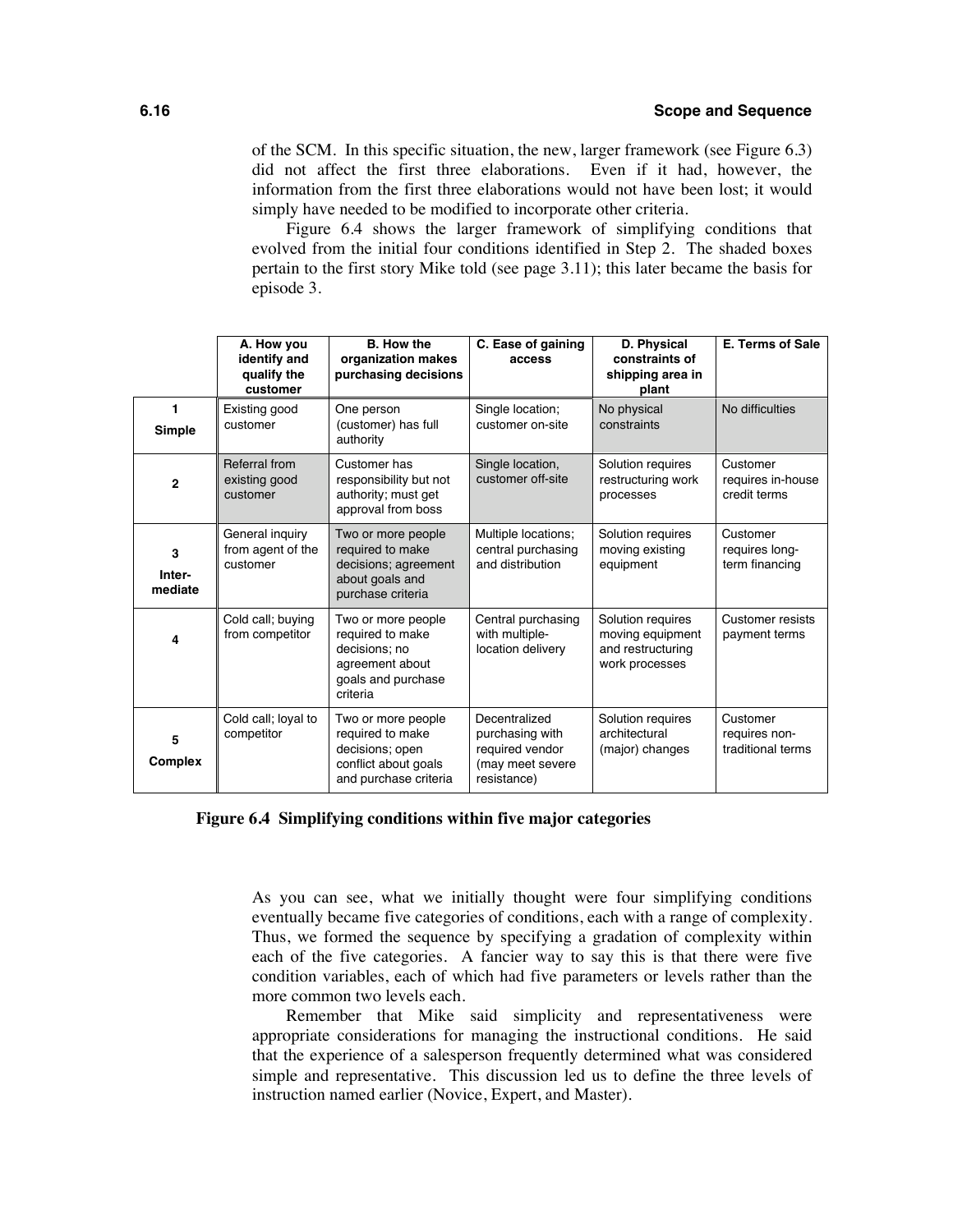of the SCM. In this specific situation, the new, larger framework (see Figure 6.3) did not affect the first three elaborations. Even if it had, however, the information from the first three elaborations would not have been lost; it would simply have needed to be modified to incorporate other criteria.

Figure 6.4 shows the larger framework of simplifying conditions that evolved from the initial four conditions identified in Step 2. The shaded boxes pertain to the first story Mike told (see page 3.11); this later became the basis for episode 3.

| | A. How you identify and qualify the customer | B. How the organization makes purchasing decisions | C. Ease of gaining access | D. Physical constraints of shipping area in plant | E. Terms of Sale |
|---|---|---|---|---|---|
| **1 Simple** | Existing good customer | One person (customer) has full authority | Single location; customer on-site | No physical constraints | No difficulties |
| **2** | Referral from existing good customer | Customer has responsibility but not authority; must get approval from boss | Single location, customer off-site | Solution requires restructuring work processes | Customer requires in-house credit terms |
| **3 Inter-mediate** | General inquiry from agent of the customer | Two or more people required to make decisions; agreement about goals and purchase criteria | Multiple locations; central purchasing and distribution | Solution requires moving existing equipment | Customer requires long-term financing |
| **4** | Cold call; buying from competitor | Two or more people required to make decisions; no agreement about goals and purchase criteria | Central purchasing with multiple-location delivery | Solution requires moving equipment and restructuring work processes | Customer resists payment terms |
| **5 Complex** | Cold call; loyal to competitor | Two or more people required to make decisions; open conflict about goals and purchase criteria | Decentralized purchasing with required vendor (may meet severe resistance) | Solution requires architectural (major) changes | Customer requires non-traditional terms |

**Figure 6.4 Simplifying conditions within five major categories**

As you can see, what we initially thought were four simplifying conditions eventually became five categories of conditions, each with a range of complexity. Thus, we formed the sequence by specifying a gradation of complexity within each of the five categories. A fancier way to say this is that there were five condition variables, each of which had five parameters or levels rather than the more common two levels each.

Remember that Mike said simplicity and representativeness were appropriate considerations for managing the instructional conditions. He said that the experience of a salesperson frequently determined what was considered simple and representative. This discussion led us to define the three levels of instruction named earlier (Novice, Expert, and Master).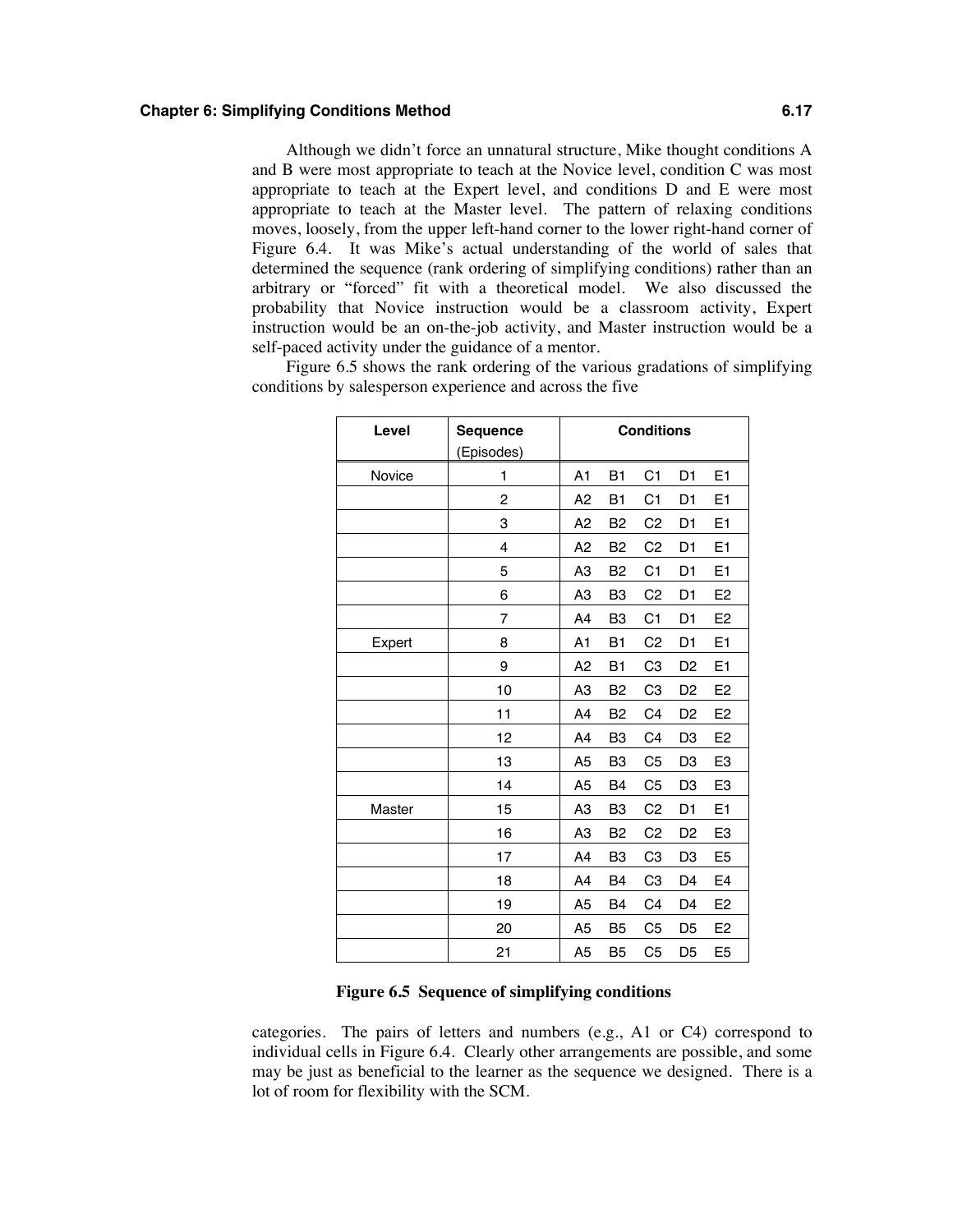Although we didn't force an unnatural structure, Mike thought conditions A and B were most appropriate to teach at the Novice level, condition C was most appropriate to teach at the Expert level, and conditions D and E were most appropriate to teach at the Master level. The pattern of relaxing conditions moves, loosely, from the upper left-hand corner to the lower right-hand corner of Figure 6.4. It was Mike's actual understanding of the world of sales that determined the sequence (rank ordering of simplifying conditions) rather than an arbitrary or "forced" fit with a theoretical model. We also discussed the probability that Novice instruction would be a classroom activity, Expert instruction would be an on-the-job activity, and Master instruction would be a self-paced activity under the guidance of a mentor.

Figure 6.5 shows the rank ordering of the various gradations of simplifying conditions by salesperson experience and across the five

| Level | Sequence (Episodes) | Conditions | | | | |
|---|---|---|---|---|---|---|
| Novice | 1 | A1 | B1 | C1 | D1 | E1 |
| | 2 | A2 | B1 | C1 | D1 | E1 |
| | 3 | A2 | B2 | C2 | D1 | E1 |
| | 4 | A2 | B2 | C2 | D1 | E1 |
| | 5 | A3 | B2 | C1 | D1 | E1 |
| | 6 | A3 | B3 | C2 | D1 | E2 |
| | 7 | A4 | B3 | C1 | D1 | E2 |
| Expert | 8 | A1 | B1 | C2 | D1 | E1 |
| | 9 | A2 | B1 | C3 | D2 | E1 |
| | 10 | A3 | B2 | C3 | D2 | E2 |
| | 11 | A4 | B2 | C4 | D2 | E2 |
| | 12 | A4 | B3 | C4 | D3 | E2 |
| | 13 | A5 | B3 | C5 | D3 | E3 |
| | 14 | A5 | B4 | C5 | D3 | E3 |
| Master | 15 | A3 | B3 | C2 | D1 | E1 |
| | 16 | A3 | B2 | C2 | D2 | E3 |
| | 17 | A4 | B3 | C3 | D3 | E5 |
| | 18 | A4 | B4 | C3 | D4 | E4 |
| | 19 | A5 | B4 | C4 | D4 | E2 |
| | 20 | A5 | B5 | C5 | D5 | E2 |
| | 21 | A5 | B5 | C5 | D5 | E5 |

**Figure 6.5 Sequence of simplifying conditions**

categories. The pairs of letters and numbers (e.g., A1 or C4) correspond to individual cells in Figure 6.4. Clearly other arrangements are possible, and some may be just as beneficial to the learner as the sequence we designed. There is a lot of room for flexibility with the SCM.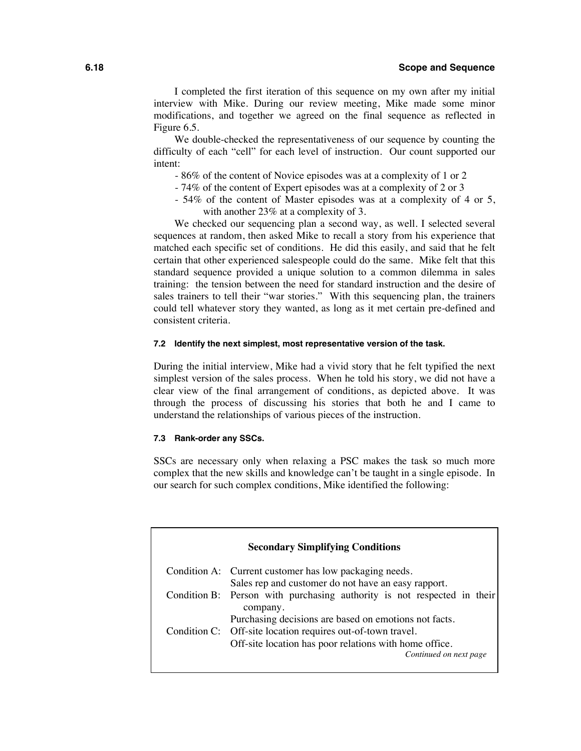I completed the first iteration of this sequence on my own after my initial interview with Mike. During our review meeting, Mike made some minor modifications, and together we agreed on the final sequence as reflected in Figure 6.5.

We double-checked the representativeness of our sequence by counting the difficulty of each "cell" for each level of instruction. Our count supported our intent:

- 86% of the content of Novice episodes was at a complexity of 1 or 2
- 74% of the content of Expert episodes was at a complexity of 2 or 3
- 54% of the content of Master episodes was at a complexity of 4 or 5, with another 23% at a complexity of 3.

We checked our sequencing plan a second way, as well. I selected several sequences at random, then asked Mike to recall a story from his experience that matched each specific set of conditions. He did this easily, and said that he felt certain that other experienced salespeople could do the same. Mike felt that this standard sequence provided a unique solution to a common dilemma in sales training: the tension between the need for standard instruction and the desire of sales trainers to tell their "war stories." With this sequencing plan, the trainers could tell whatever story they wanted, as long as it met certain pre-defined and consistent criteria.

#### 7.2 Identify the next simplest, most representative version of the task.

During the initial interview, Mike had a vivid story that he felt typified the next simplest version of the sales process. When he told his story, we did not have a clear view of the final arrangement of conditions, as depicted above. It was through the process of discussing his stories that both he and I came to understand the relationships of various pieces of the instruction.

#### 7.3 Rank-order any SSCs.

SSCs are necessary only when relaxing a PSC makes the task so much more complex that the new skills and knowledge can't be taught in a single episode. In our search for such complex conditions, Mike identified the following:

**Secondary Simplifying Conditions**

| | |
|---|---|
| Condition A: | Current customer has low packaging needs. Sales rep and customer do not have an easy rapport. |
| Condition B: | Person with purchasing authority is not respected in their company. Purchasing decisions are based on emotions not facts. |
| Condition C: | Off-site location requires out-of-town travel. Off-site location has poor relations with home office. |

*Continued on next page*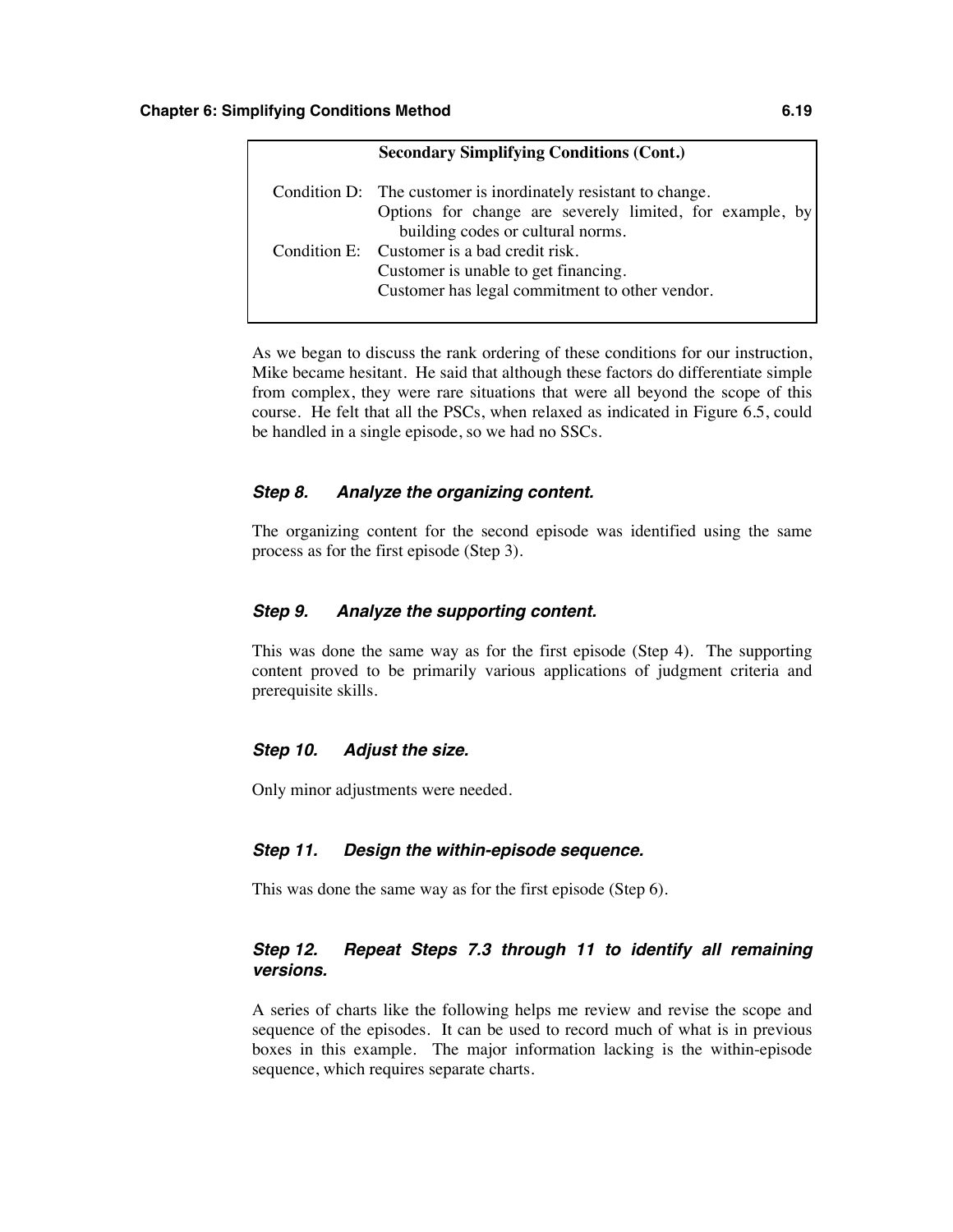**Secondary Simplifying Conditions (Cont.)**

Condition D: The customer is inordinately resistant to change.
Options for change are severely limited, for example, by building codes or cultural norms.

Condition E: Customer is a bad credit risk.
Customer is unable to get financing.
Customer has legal commitment to other vendor.

As we began to discuss the rank ordering of these conditions for our instruction, Mike became hesitant. He said that although these factors do differentiate simple from complex, they were rare situations that were all beyond the scope of this course. He felt that all the PSCs, when relaxed as indicated in Figure 6.5, could be handled in a single episode, so we had no SSCs.

### *Step 8. Analyze the organizing content.*

The organizing content for the second episode was identified using the same process as for the first episode (Step 3).

### *Step 9. Analyze the supporting content.*

This was done the same way as for the first episode (Step 4). The supporting content proved to be primarily various applications of judgment criteria and prerequisite skills.

### *Step 10. Adjust the size.*

Only minor adjustments were needed.

### *Step 11. Design the within-episode sequence.*

This was done the same way as for the first episode (Step 6).

### *Step 12. Repeat Steps 7.3 through 11 to identify all remaining versions.*

A series of charts like the following helps me review and revise the scope and sequence of the episodes. It can be used to record much of what is in previous boxes in this example. The major information lacking is the within-episode sequence, which requires separate charts.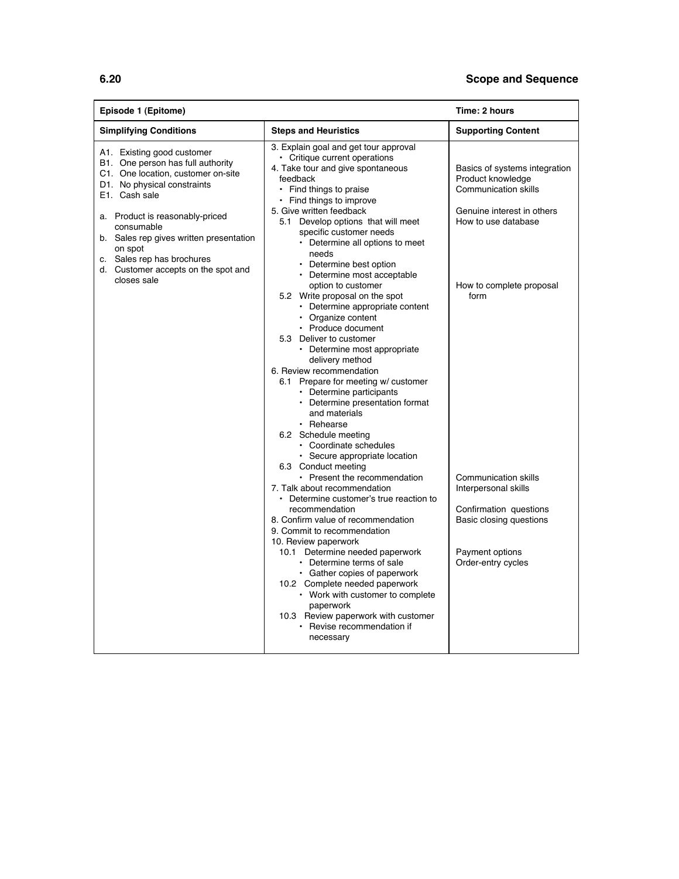| Episode 1 (Epitome) | | Time: 2 hours |
|---|---|---|
| **Simplifying Conditions** | **Steps and Heuristics** | **Supporting Content** |
| A1. Existing good customer<br>B1. One person has full authority<br>C1. One location, customer on-site<br>D1. No physical constraints<br>E1. Cash sale<br><br>a. Product is reasonably-priced consumable<br>b. Sales rep gives written presentation on spot<br>c. Sales rep has brochures<br>d. Customer accepts on the spot and closes sale | 3. Explain goal and get tour approval<br>• Critique current operations<br>4. Take tour and give spontaneous feedback<br>• Find things to praise<br>• Find things to improve<br>5. Give written feedback<br>5.1 Develop options that will meet specific customer needs<br>• Determine all options to meet needs<br>• Determine best option<br>• Determine most acceptable option to customer<br>5.2 Write proposal on the spot<br>• Determine appropriate content<br>• Organize content<br>• Produce document<br>5.3 Deliver to customer<br>• Determine most appropriate delivery method<br>6. Review recommendation<br>6.1 Prepare for meeting w/ customer<br>• Determine participants<br>• Determine presentation format and materials<br>• Rehearse<br>6.2 Schedule meeting<br>• Coordinate schedules<br>• Secure appropriate location<br>6.3 Conduct meeting<br>• Present the recommendation<br>7. Talk about recommendation<br>• Determine customer's true reaction to recommendation<br>8. Confirm value of recommendation<br>9. Commit to recommendation<br>10. Review paperwork<br>10.1 Determine needed paperwork<br>• Determine terms of sale<br>• Gather copies of paperwork<br>10.2 Complete needed paperwork<br>• Work with customer to complete paperwork<br>10.3 Review paperwork with customer<br>• Revise recommendation if necessary | Basics of systems integration<br>Product knowledge<br>Communication skills<br><br>Genuine interest in others<br>How to use database<br><br>How to complete proposal form<br><br>Communication skills<br>Interpersonal skills<br><br>Confirmation questions<br>Basic closing questions<br><br>Payment options<br>Order-entry cycles |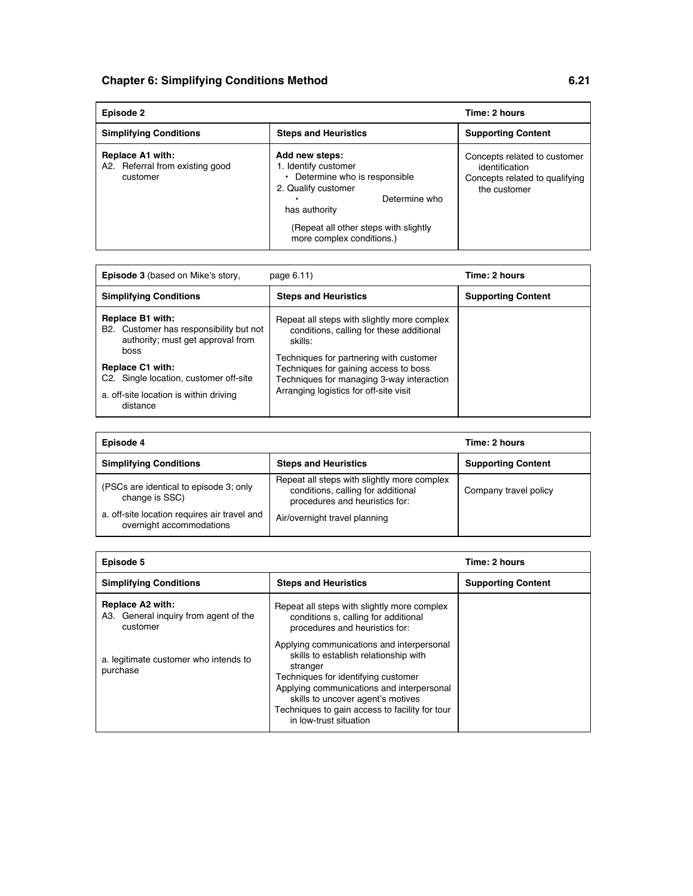| Episode 2 | | Time: 2 hours |
|---|---|---|
| **Simplifying Conditions** | **Steps and Heuristics** | **Supporting Content** |
| **Replace A1 with:**<br>A2. Referral from existing good customer | **Add new steps:**<br>1. Identify customer<br>• Determine who is responsible<br>2. Qualify customer<br>• Determine who has authority<br>(Repeat all other steps with slightly more complex conditions.) | Concepts related to customer identification<br>Concepts related to qualifying the customer |

| **Episode 3** (based on Mike's story, page 6.11) | | Time: 2 hours |
|---|---|---|
| **Simplifying Conditions** | **Steps and Heuristics** | **Supporting Content** |
| **Replace B1 with:**<br>B2. Customer has responsibility but not authority; must get approval from boss<br>**Replace C1 with:**<br>C2. Single location, customer off-site<br>a. off-site location is within driving distance | Repeat all steps with slightly more complex conditions, calling for these additional skills:<br>Techniques for partnering with customer<br>Techniques for gaining access to boss<br>Techniques for managing 3-way interaction<br>Arranging logistics for off-site visit | |

| Episode 4 | | Time: 2 hours |
|---|---|---|
| **Simplifying Conditions** | **Steps and Heuristics** | **Supporting Content** |
| (PSCs are identical to episode 3; only change is SSC)<br>a. off-site location requires air travel and overnight accommodations | Repeat all steps with slightly more complex conditions, calling for additional procedures and heuristics for:<br>Air/overnight travel planning | Company travel policy |

| Episode 5 | | Time: 2 hours |
|---|---|---|
| **Simplifying Conditions** | **Steps and Heuristics** | **Supporting Content** |
| **Replace A2 with:**<br>A3. General inquiry from agent of the customer<br>a. legitimate customer who intends to purchase | Repeat all steps with slightly more complex conditions s, calling for additional procedures and heuristics for:<br>Applying communications and interpersonal skills to establish relationship with stranger<br>Techniques for identifying customer<br>Applying communications and interpersonal skills to uncover agent's motives<br>Techniques to gain access to facility for tour in low-trust situation | |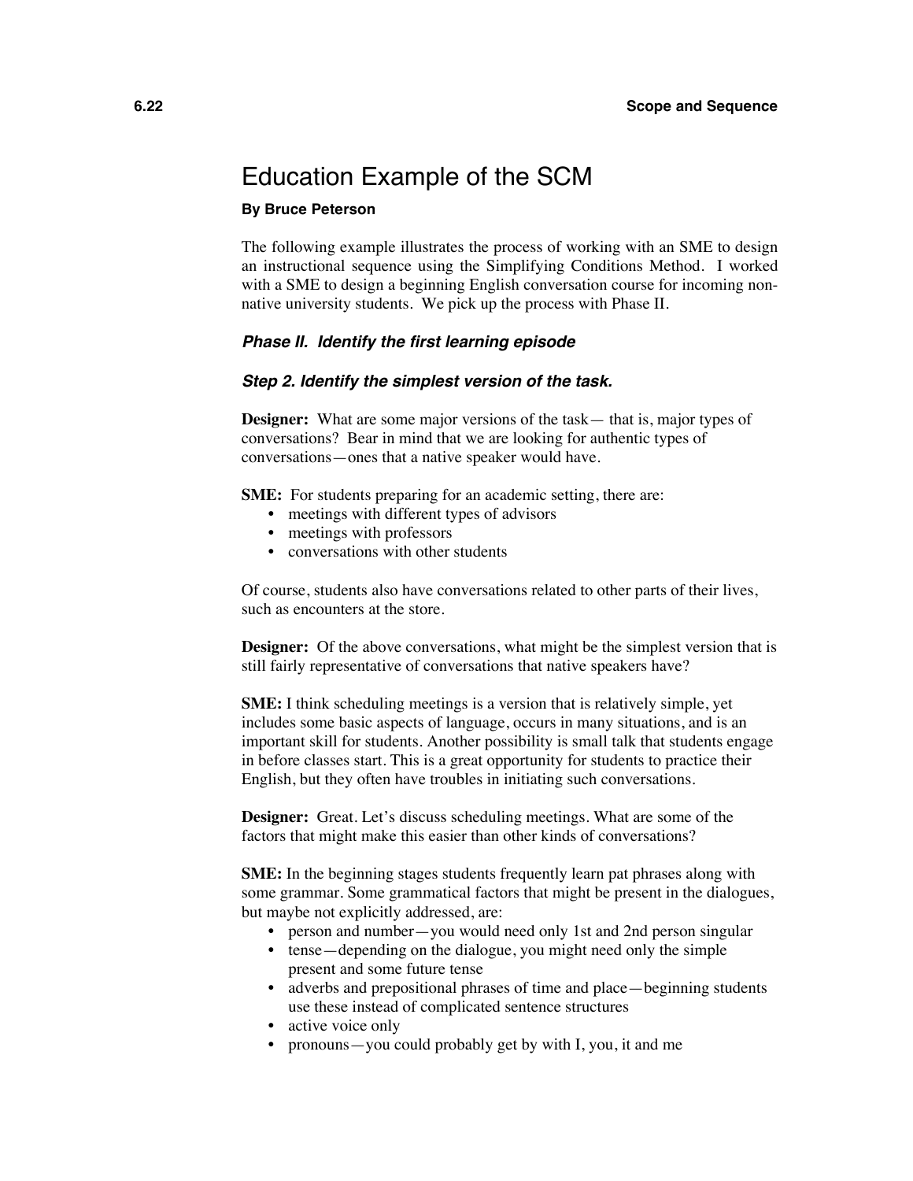# Education Example of the SCM

**By Bruce Peterson**

The following example illustrates the process of working with an SME to design an instructional sequence using the Simplifying Conditions Method. I worked with a SME to design a beginning English conversation course for incoming non-native university students. We pick up the process with Phase II.

### *Phase II. Identify the first learning episode*

### *Step 2. Identify the simplest version of the task.*

**Designer:** What are some major versions of the task— that is, major types of conversations? Bear in mind that we are looking for authentic types of conversations—ones that a native speaker would have.

**SME:** For students preparing for an academic setting, there are:

- meetings with different types of advisors
- meetings with professors
- conversations with other students

Of course, students also have conversations related to other parts of their lives, such as encounters at the store.

**Designer:** Of the above conversations, what might be the simplest version that is still fairly representative of conversations that native speakers have?

**SME:** I think scheduling meetings is a version that is relatively simple, yet includes some basic aspects of language, occurs in many situations, and is an important skill for students. Another possibility is small talk that students engage in before classes start. This is a great opportunity for students to practice their English, but they often have troubles in initiating such conversations.

**Designer:** Great. Let's discuss scheduling meetings. What are some of the factors that might make this easier than other kinds of conversations?

**SME:** In the beginning stages students frequently learn pat phrases along with some grammar. Some grammatical factors that might be present in the dialogues, but maybe not explicitly addressed, are:

- person and number—you would need only 1st and 2nd person singular
- tense—depending on the dialogue, you might need only the simple present and some future tense
- adverbs and prepositional phrases of time and place—beginning students use these instead of complicated sentence structures
- active voice only
- pronouns—you could probably get by with I, you, it and me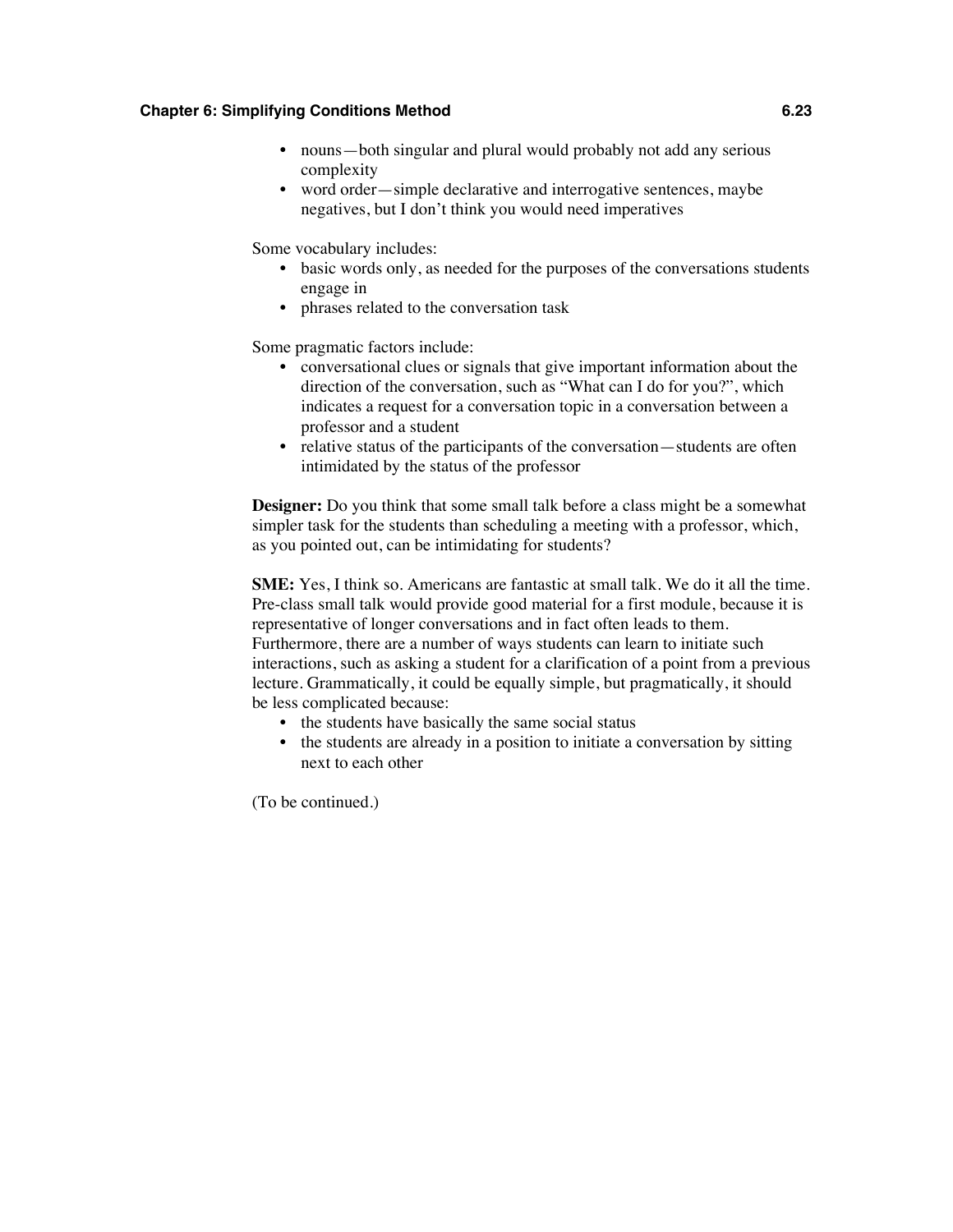- nouns—both singular and plural would probably not add any serious complexity
- word order—simple declarative and interrogative sentences, maybe negatives, but I don't think you would need imperatives

Some vocabulary includes:

- basic words only, as needed for the purposes of the conversations students engage in
- phrases related to the conversation task

Some pragmatic factors include:

- conversational clues or signals that give important information about the direction of the conversation, such as "What can I do for you?", which indicates a request for a conversation topic in a conversation between a professor and a student
- relative status of the participants of the conversation—students are often intimidated by the status of the professor

**Designer:** Do you think that some small talk before a class might be a somewhat simpler task for the students than scheduling a meeting with a professor, which, as you pointed out, can be intimidating for students?

**SME:** Yes, I think so. Americans are fantastic at small talk. We do it all the time. Pre-class small talk would provide good material for a first module, because it is representative of longer conversations and in fact often leads to them. Furthermore, there are a number of ways students can learn to initiate such interactions, such as asking a student for a clarification of a point from a previous lecture. Grammatically, it could be equally simple, but pragmatically, it should be less complicated because:

- the students have basically the same social status
- the students are already in a position to initiate a conversation by sitting next to each other

(To be continued.)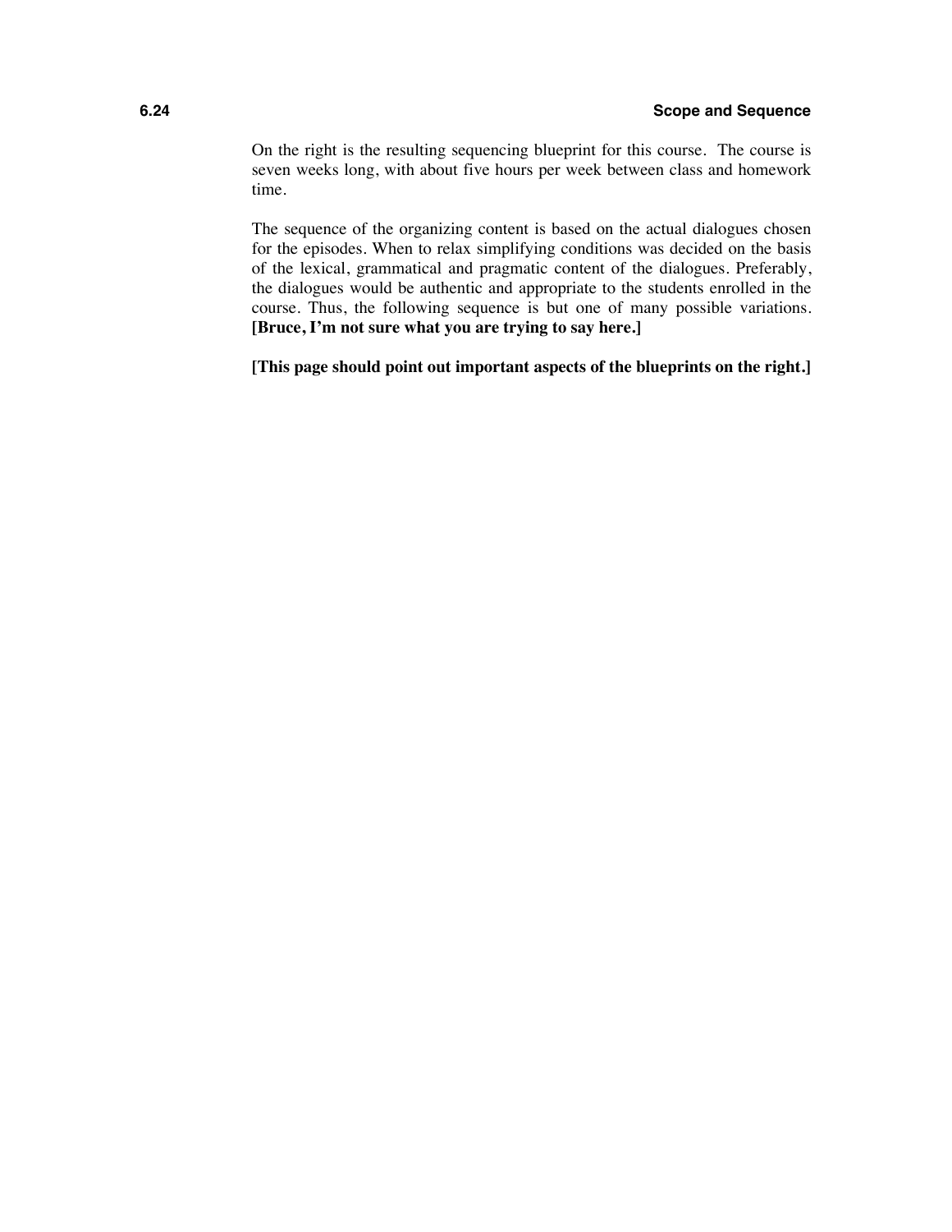On the right is the resulting sequencing blueprint for this course. The course is seven weeks long, with about five hours per week between class and homework time.

The sequence of the organizing content is based on the actual dialogues chosen for the episodes. When to relax simplifying conditions was decided on the basis of the lexical, grammatical and pragmatic content of the dialogues. Preferably, the dialogues would be authentic and appropriate to the students enrolled in the course. Thus, the following sequence is but one of many possible variations. **[Bruce, I'm not sure what you are trying to say here.]**

**[This page should point out important aspects of the blueprints on the right.]**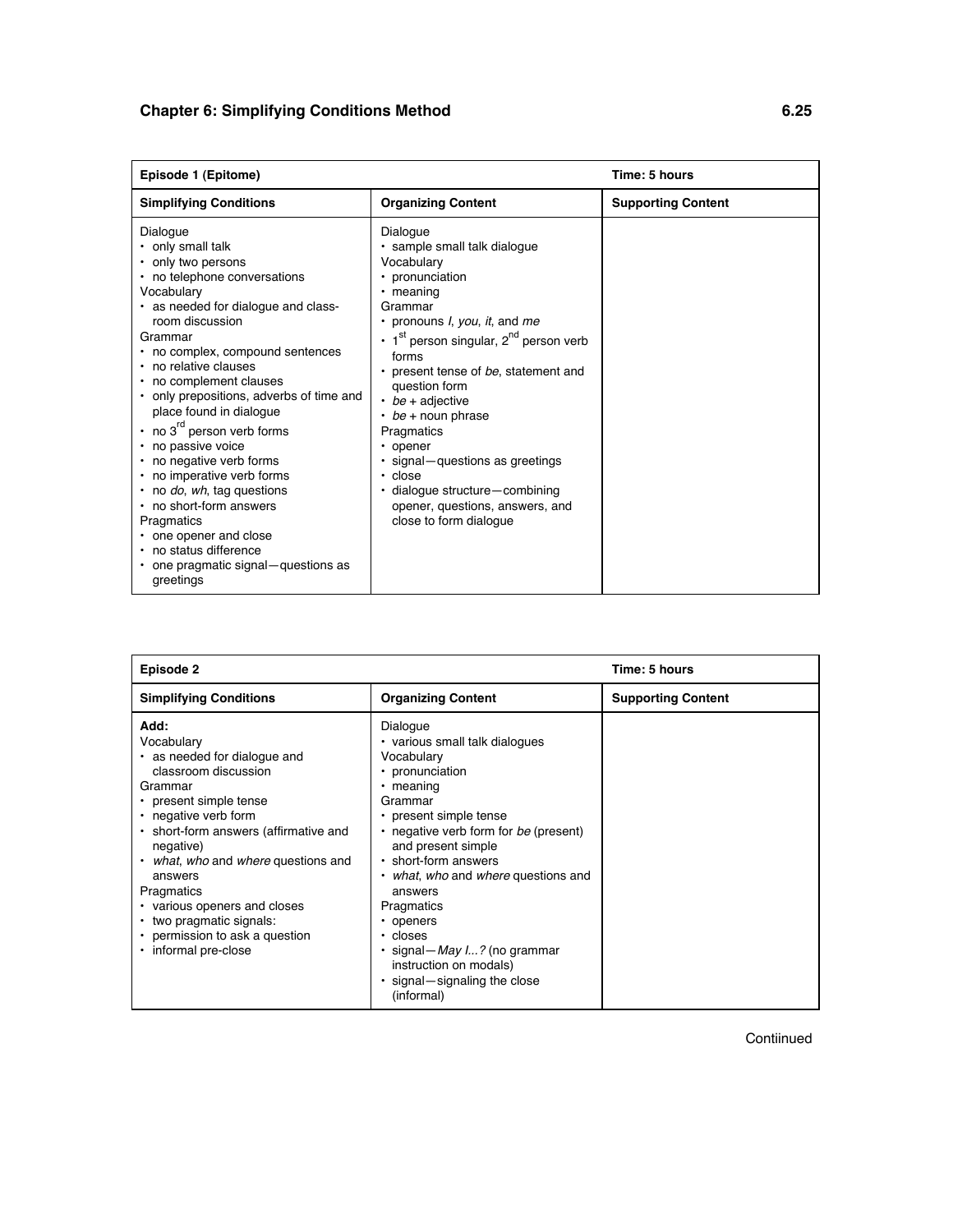| **Episode 1 (Epitome)** | | **Time: 5 hours** |
|---|---|---|
| **Simplifying Conditions** | **Organizing Content** | **Supporting Content** |
| Dialogue<br>• only small talk<br>• only two persons<br>• no telephone conversations<br>Vocabulary<br>• as needed for dialogue and class-room discussion<br>Grammar<br>• no complex, compound sentences<br>• no relative clauses<br>• no complement clauses<br>• only prepositions, adverbs of time and place found in dialogue<br>• no 3rd person verb forms<br>• no passive voice<br>• no negative verb forms<br>• no imperative verb forms<br>• no *do*, *wh*, tag questions<br>• no short-form answers<br>Pragmatics<br>• one opener and close<br>• no status difference<br>• one pragmatic signal—questions as greetings | Dialogue<br>• sample small talk dialogue<br>Vocabulary<br>• pronunciation<br>• meaning<br>Grammar<br>• pronouns *I*, *you*, *it*, and *me*<br>• 1st person singular, 2nd person verb forms<br>• present tense of *be*, statement and question form<br>• *be* + adjective<br>• *be* + noun phrase<br>Pragmatics<br>• opener<br>• signal—questions as greetings<br>• close<br>• dialogue structure—combining opener, questions, answers, and close to form dialogue | |

| **Episode 2** | | **Time: 5 hours** |
|---|---|---|
| **Simplifying Conditions** | **Organizing Content** | **Supporting Content** |
| **Add:**<br>Vocabulary<br>• as needed for dialogue and classroom discussion<br>Grammar<br>• present simple tense<br>• negative verb form<br>• short-form answers (affirmative and negative)<br>• *what*, *who* and *where* questions and answers<br>Pragmatics<br>• various openers and closes<br>• two pragmatic signals:<br>• permission to ask a question<br>• informal pre-close | Dialogue<br>• various small talk dialogues<br>Vocabulary<br>• pronunciation<br>• meaning<br>Grammar<br>• present simple tense<br>• negative verb form for *be* (present) and present simple<br>• short-form answers<br>• *what*, *who* and *where* questions and answers<br>Pragmatics<br>• openers<br>• closes<br>• signal—*May I...?* (no grammar instruction on modals)<br>• signal—signaling the close (informal) | |

Contiinued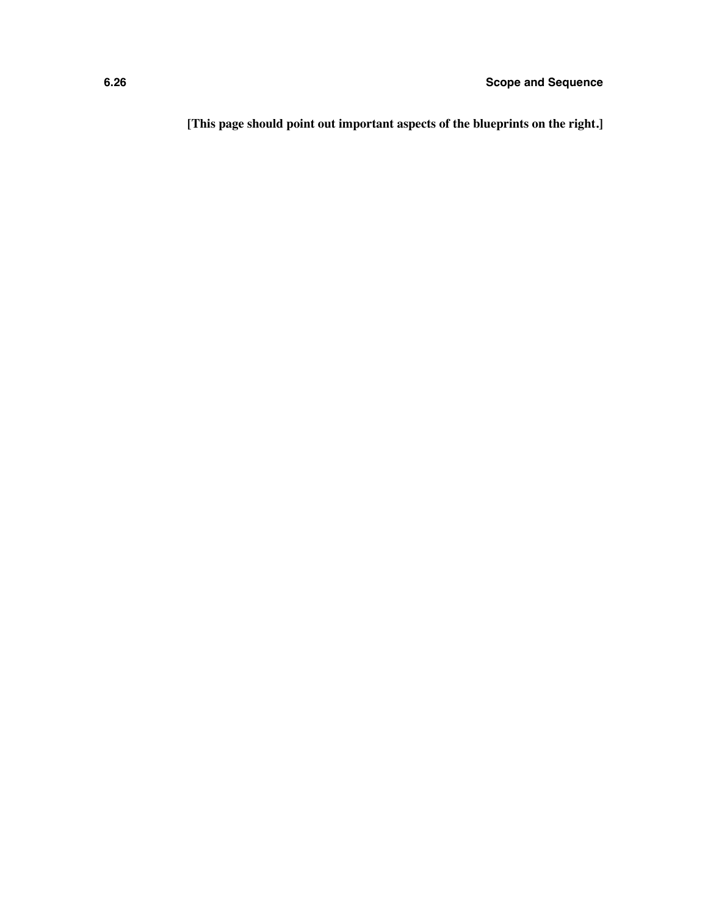**[This page should point out important aspects of the blueprints on the right.]**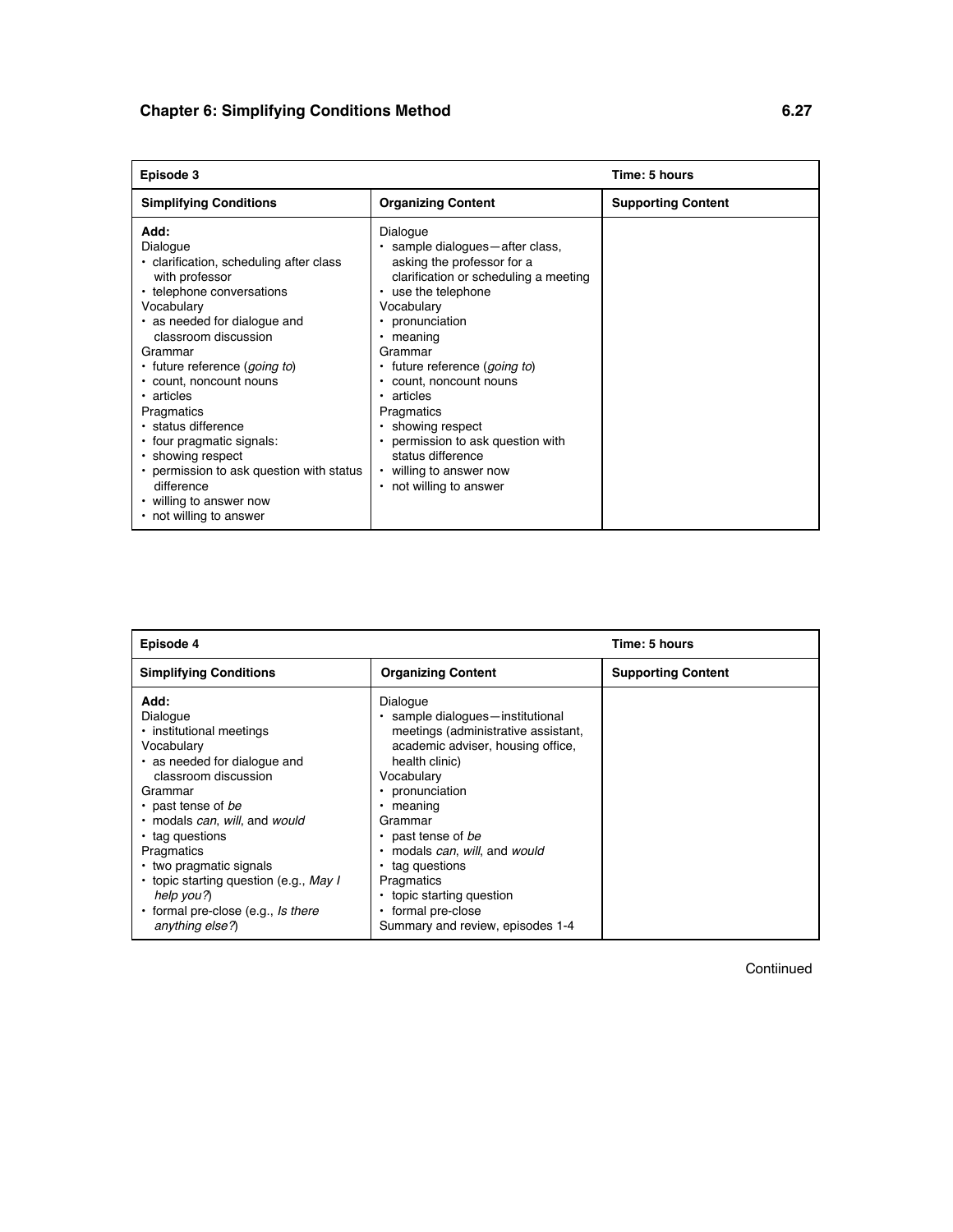| Episode 3 | | Time: 5 hours |
|---|---|---|
| **Simplifying Conditions** | **Organizing Content** | **Supporting Content** |
| **Add:**<br>Dialogue<br>• clarification, scheduling after class with professor<br>• telephone conversations<br>Vocabulary<br>• as needed for dialogue and classroom discussion<br>Grammar<br>• future reference (*going to*)<br>• count, noncount nouns<br>• articles<br>Pragmatics<br>• status difference<br>• four pragmatic signals:<br>• showing respect<br>• permission to ask question with status difference<br>• willing to answer now<br>• not willing to answer | Dialogue<br>• sample dialogues—after class, asking the professor for a clarification or scheduling a meeting<br>• use the telephone<br>Vocabulary<br>• pronunciation<br>• meaning<br>Grammar<br>• future reference (*going to*)<br>• count, noncount nouns<br>• articles<br>Pragmatics<br>• showing respect<br>• permission to ask question with status difference<br>• willing to answer now<br>• not willing to answer | |

| Episode 4 | | Time: 5 hours |
|---|---|---|
| **Simplifying Conditions** | **Organizing Content** | **Supporting Content** |
| **Add:**<br>Dialogue<br>• institutional meetings<br>Vocabulary<br>• as needed for dialogue and classroom discussion<br>Grammar<br>• past tense of *be*<br>• modals *can*, *will*, and *would*<br>• tag questions<br>Pragmatics<br>• two pragmatic signals<br>• topic starting question (e.g., *May I help you?*)<br>• formal pre-close (e.g., *Is there anything else?*) | Dialogue<br>• sample dialogues—institutional meetings (administrative assistant, academic adviser, housing office, health clinic)<br>Vocabulary<br>• pronunciation<br>• meaning<br>Grammar<br>• past tense of *be*<br>• modals *can*, *will*, and *would*<br>• tag questions<br>Pragmatics<br>• topic starting question<br>• formal pre-close<br>Summary and review, episodes 1-4 | |

Contiinued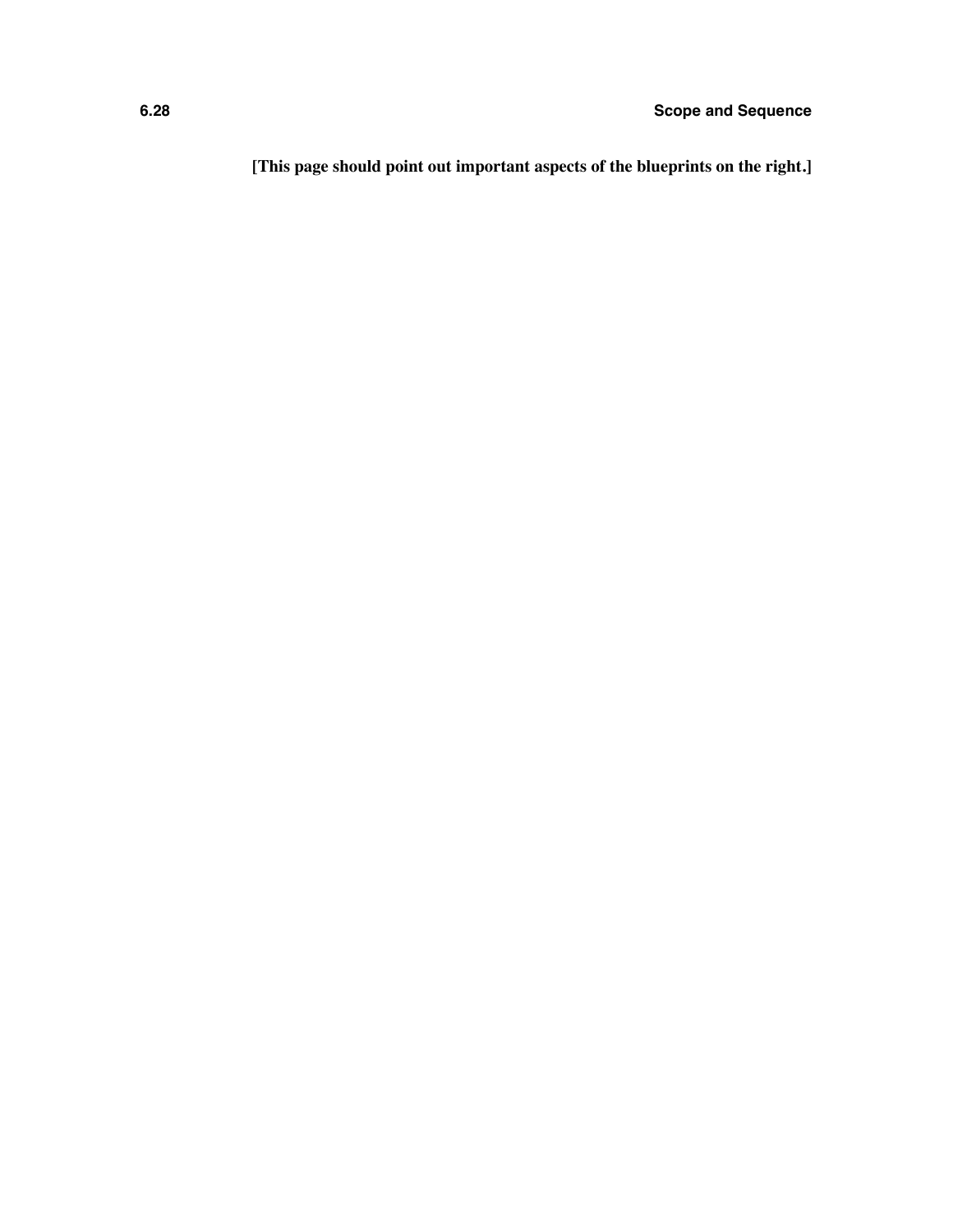**[This page should point out important aspects of the blueprints on the right.]**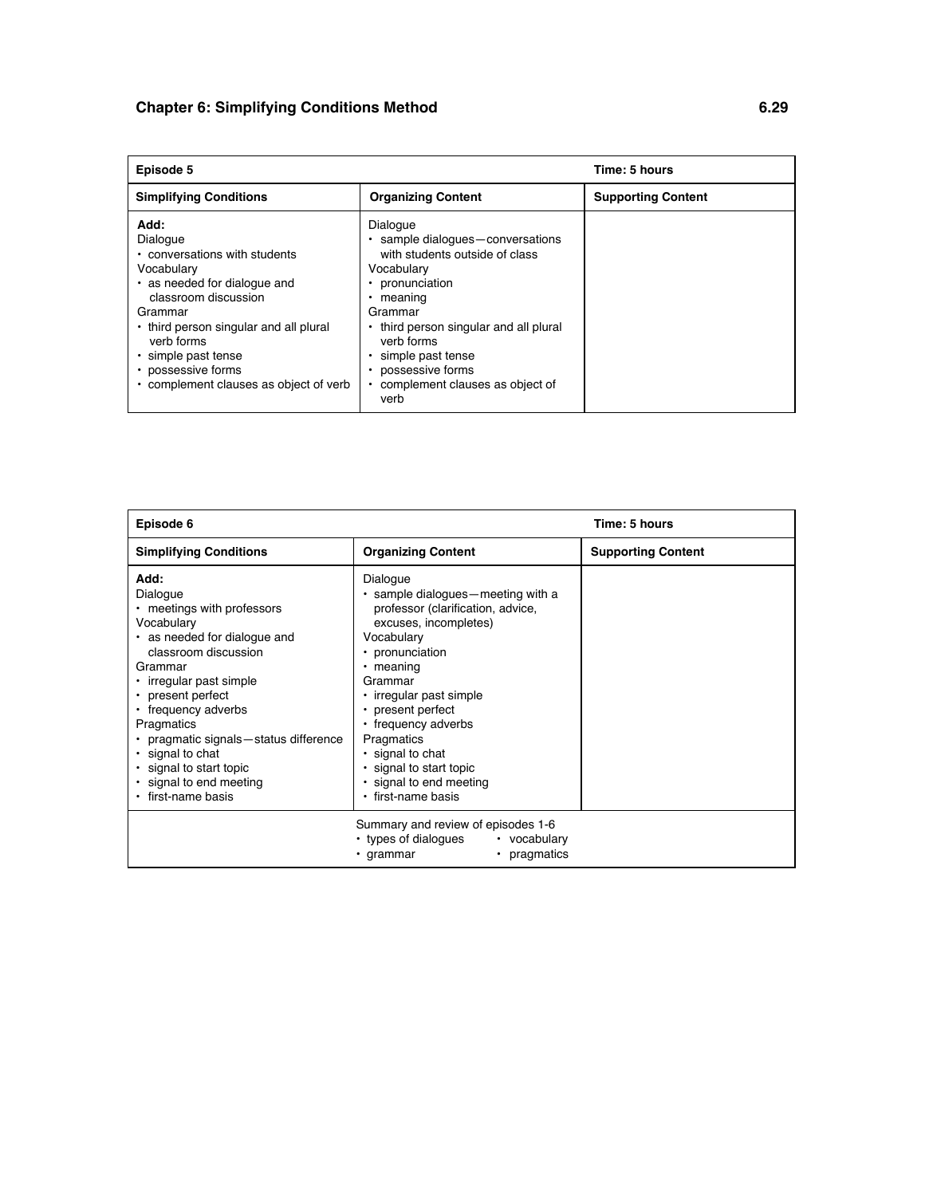| Episode 5 | | Time: 5 hours |
|---|---|---|
| **Simplifying Conditions** | **Organizing Content** | **Supporting Content** |
| **Add:**<br>Dialogue<br>• conversations with students<br>Vocabulary<br>• as needed for dialogue and classroom discussion<br>Grammar<br>• third person singular and all plural verb forms<br>• simple past tense<br>• possessive forms<br>• complement clauses as object of verb | Dialogue<br>• sample dialogues—conversations with students outside of class<br>Vocabulary<br>• pronunciation<br>• meaning<br>Grammar<br>• third person singular and all plural verb forms<br>• simple past tense<br>• possessive forms<br>• complement clauses as object of verb | |

| Episode 6 | | Time: 5 hours |
|---|---|---|
| **Simplifying Conditions** | **Organizing Content** | **Supporting Content** |
| **Add:**<br>Dialogue<br>• meetings with professors<br>Vocabulary<br>• as needed for dialogue and classroom discussion<br>Grammar<br>• irregular past simple<br>• present perfect<br>• frequency adverbs<br>Pragmatics<br>• pragmatic signals—status difference<br>• signal to chat<br>• signal to start topic<br>• signal to end meeting<br>• first-name basis | Dialogue<br>• sample dialogues—meeting with a professor (clarification, advice, excuses, incompletes)<br>Vocabulary<br>• pronunciation<br>• meaning<br>Grammar<br>• irregular past simple<br>• present perfect<br>• frequency adverbs<br>Pragmatics<br>• signal to chat<br>• signal to start topic<br>• signal to end meeting<br>• first-name basis | |
| | Summary and review of episodes 1-6<br>• types of dialogues • vocabulary<br>• grammar • pragmatics | |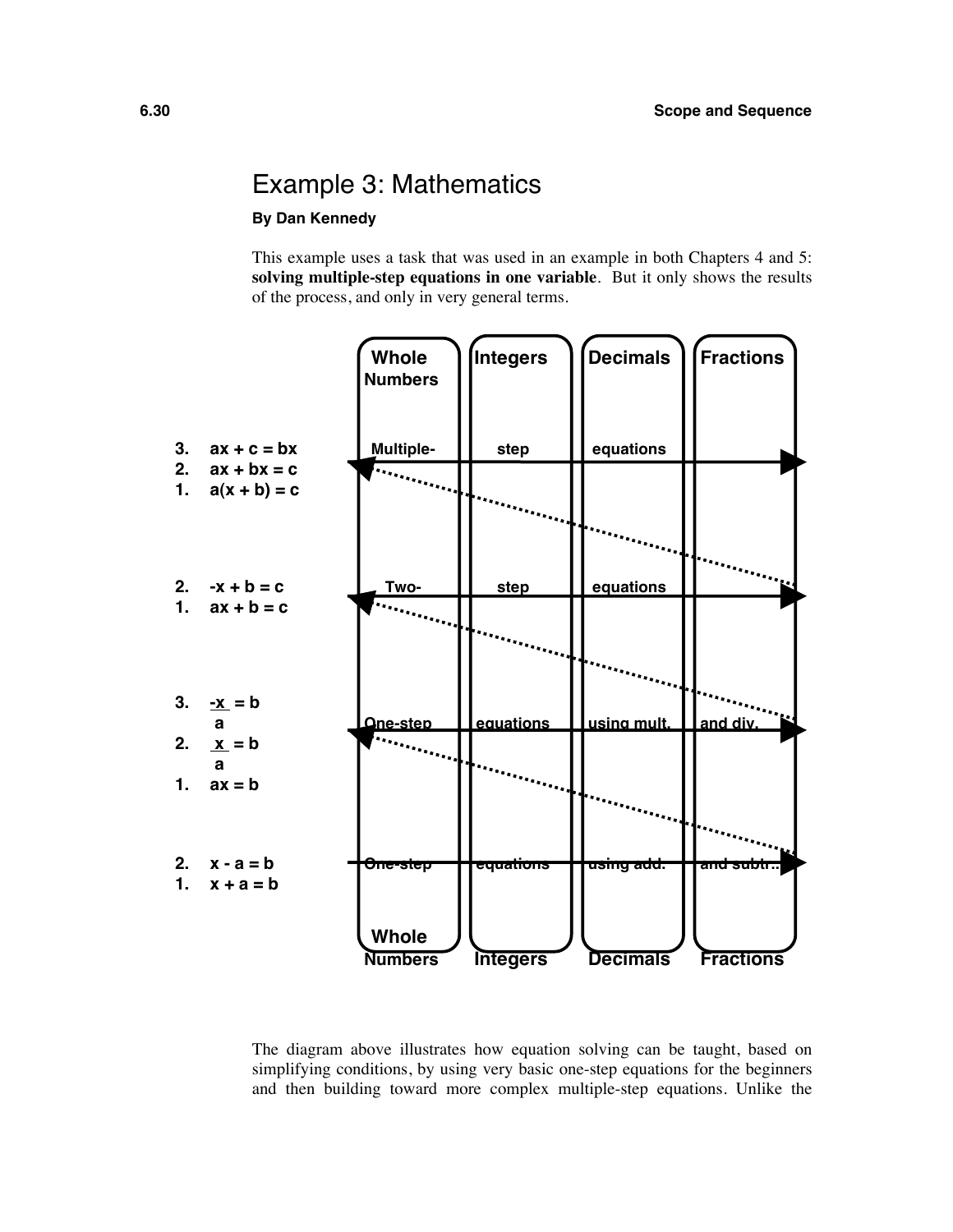# Example 3: Mathematics

**By Dan Kennedy**

This example uses a task that was used in an example in both Chapters 4 and 5: **solving multiple-step equations in one variable**. But it only shows the results of the process, and only in very general terms.

| | Whole Numbers | Integers | Decimals | Fractions |
|---|---|---|---|---|
| 3. $ax + c = bx$<br>2. $ax + bx = c$<br>1. $a(x + b) = c$ | Multiple- | step | equations | |
| 2. $-x + b = c$<br>1. $ax + b = c$ | Two- | step | equations | |
| 3. $\frac{-x}{a} = b$<br>2. $\frac{x}{a} = b$<br>1. $ax = b$ | One-step | equations | using mult. | and div. |
| 2. $x - a = b$<br>1. $x + a = b$ | One-step | equations | using add. | and subtr. |
| | Whole Numbers | Integers | Decimals | Fractions |

The diagram above illustrates how equation solving can be taught, based on simplifying conditions, by using very basic one-step equations for the beginners and then building toward more complex multiple-step equations. Unlike the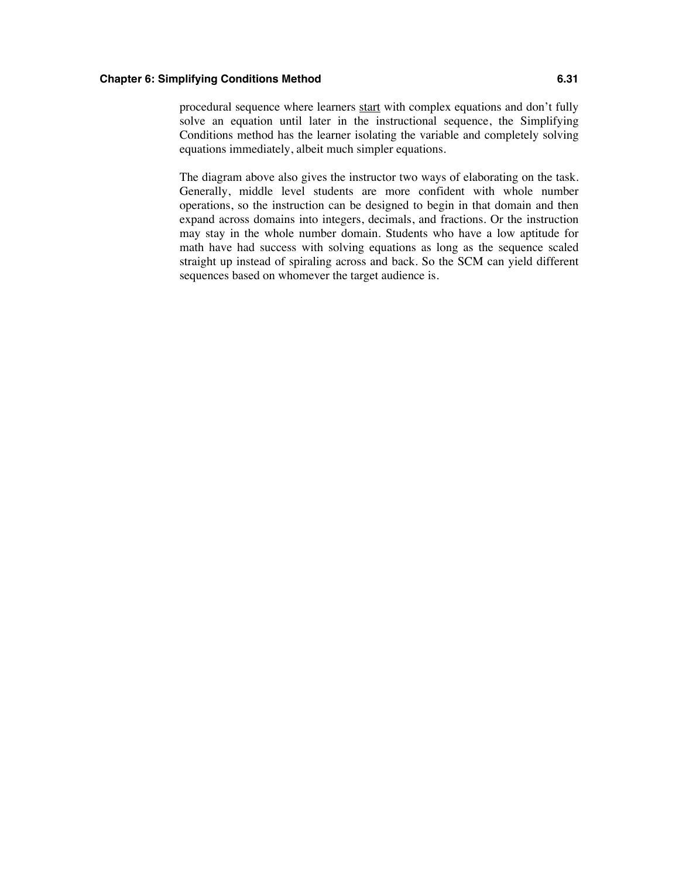procedural sequence where learners <u>start</u> with complex equations and don't fully solve an equation until later in the instructional sequence, the Simplifying Conditions method has the learner isolating the variable and completely solving equations immediately, albeit much simpler equations.

The diagram above also gives the instructor two ways of elaborating on the task. Generally, middle level students are more confident with whole number operations, so the instruction can be designed to begin in that domain and then expand across domains into integers, decimals, and fractions. Or the instruction may stay in the whole number domain. Students who have a low aptitude for math have had success with solving equations as long as the sequence scaled straight up instead of spiraling across and back. So the SCM can yield different sequences based on whomever the target audience is.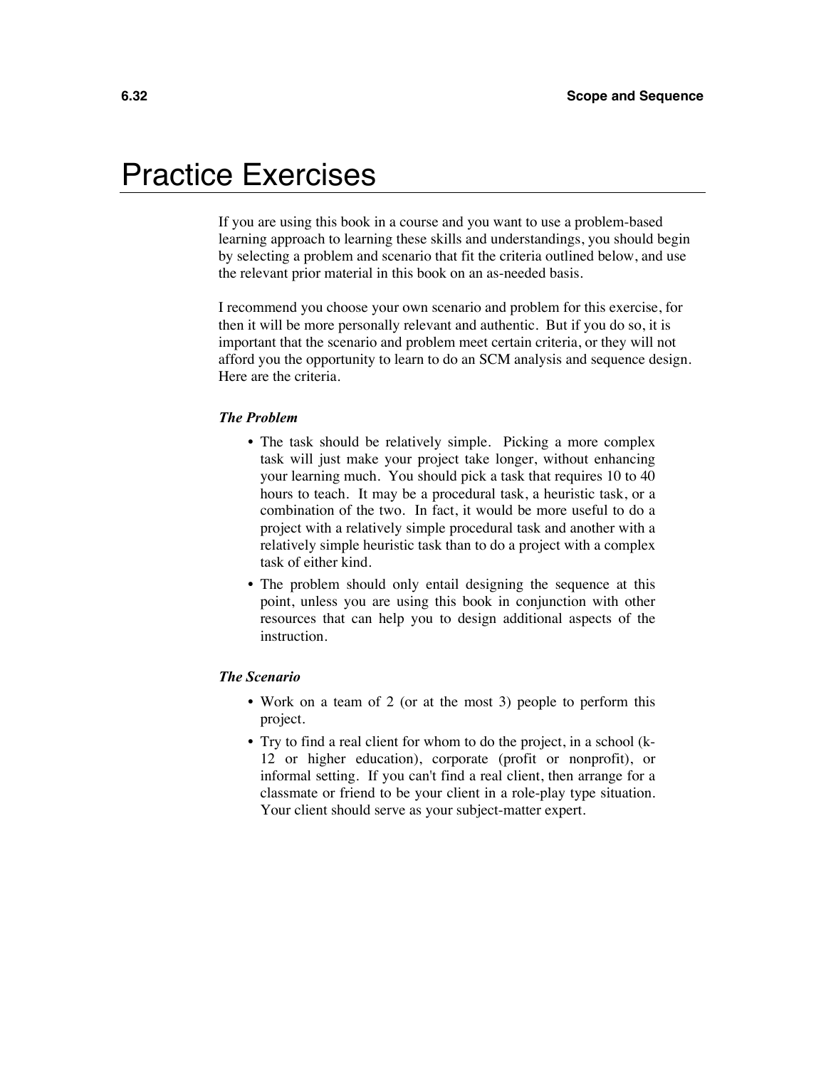# Practice Exercises

If you are using this book in a course and you want to use a problem-based learning approach to learning these skills and understandings, you should begin by selecting a problem and scenario that fit the criteria outlined below, and use the relevant prior material in this book on an as-needed basis.

I recommend you choose your own scenario and problem for this exercise, for then it will be more personally relevant and authentic. But if you do so, it is important that the scenario and problem meet certain criteria, or they will not afford you the opportunity to learn to do an SCM analysis and sequence design. Here are the criteria.

***The Problem***

- The task should be relatively simple. Picking a more complex task will just make your project take longer, without enhancing your learning much. You should pick a task that requires 10 to 40 hours to teach. It may be a procedural task, a heuristic task, or a combination of the two. In fact, it would be more useful to do a project with a relatively simple procedural task and another with a relatively simple heuristic task than to do a project with a complex task of either kind.
- The problem should only entail designing the sequence at this point, unless you are using this book in conjunction with other resources that can help you to design additional aspects of the instruction.

***The Scenario***

- Work on a team of 2 (or at the most 3) people to perform this project.
- Try to find a real client for whom to do the project, in a school (k-12 or higher education), corporate (profit or nonprofit), or informal setting. If you can't find a real client, then arrange for a classmate or friend to be your client in a role-play type situation. Your client should serve as your subject-matter expert.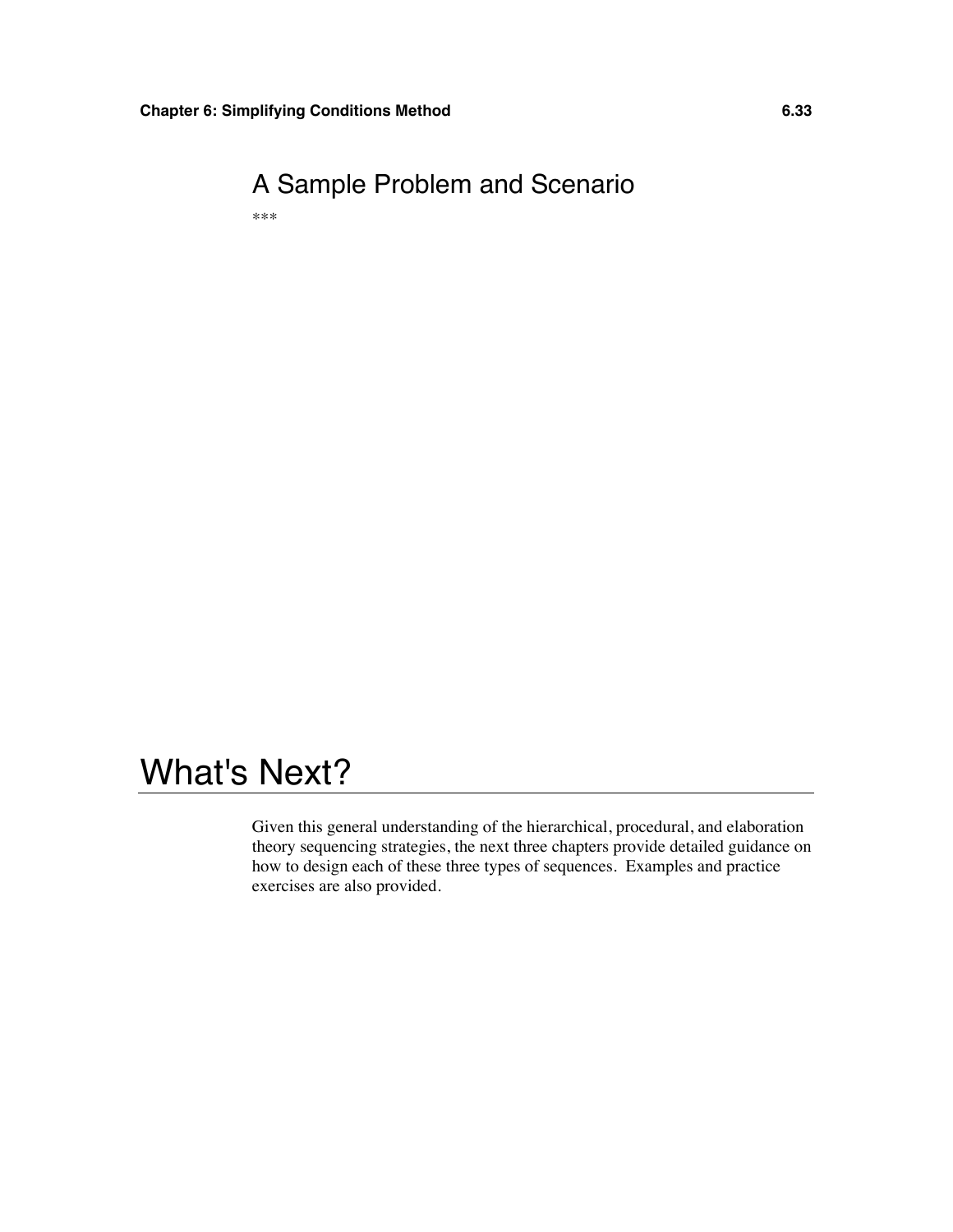## A Sample Problem and Scenario

***

# What's Next?

Given this general understanding of the hierarchical, procedural, and elaboration theory sequencing strategies, the next three chapters provide detailed guidance on how to design each of these three types of sequences. Examples and practice exercises are also provided.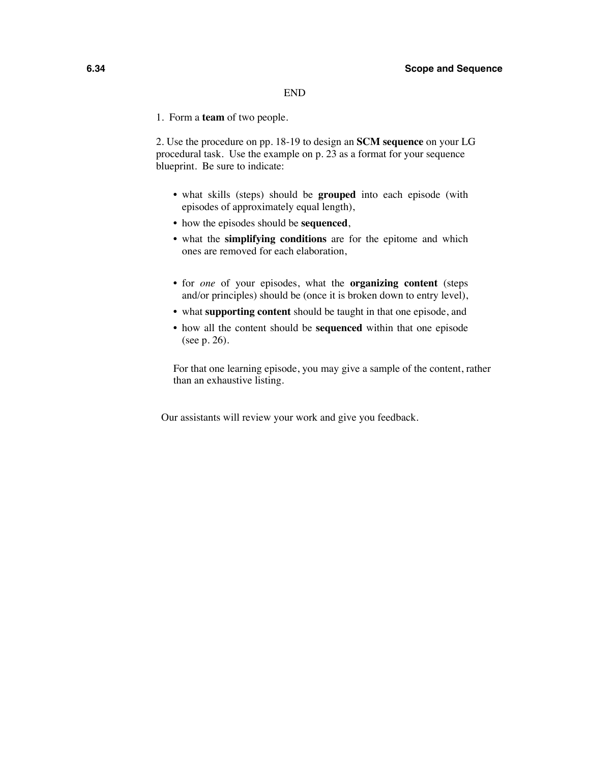END

1. Form a **team** of two people.

2. Use the procedure on pp. 18-19 to design an **SCM sequence** on your LG procedural task. Use the example on p. 23 as a format for your sequence blueprint. Be sure to indicate:

- what skills (steps) should be **grouped** into each episode (with episodes of approximately equal length),
- how the episodes should be **sequenced**,
- what the **simplifying conditions** are for the epitome and which ones are removed for each elaboration,
- for *one* of your episodes, what the **organizing content** (steps and/or principles) should be (once it is broken down to entry level),
- what **supporting content** should be taught in that one episode, and
- how all the content should be **sequenced** within that one episode (see p. 26).

For that one learning episode, you may give a sample of the content, rather than an exhaustive listing.

Our assistants will review your work and give you feedback.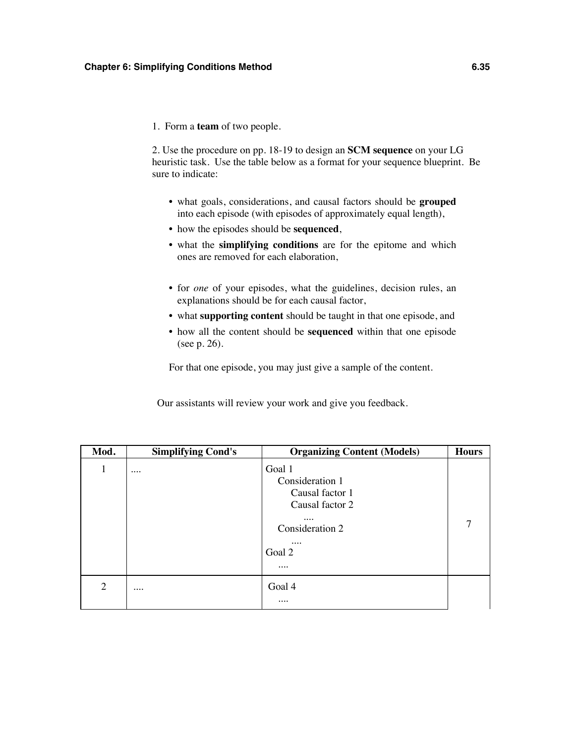1. Form a **team** of two people.

2. Use the procedure on pp. 18-19 to design an **SCM sequence** on your LG heuristic task. Use the table below as a format for your sequence blueprint. Be sure to indicate:

- what goals, considerations, and causal factors should be **grouped** into each episode (with episodes of approximately equal length),
- how the episodes should be **sequenced**,
- what the **simplifying conditions** are for the epitome and which ones are removed for each elaboration,
- for *one* of your episodes, what the guidelines, decision rules, an explanations should be for each causal factor,
- what **supporting content** should be taught in that one episode, and
- how all the content should be **sequenced** within that one episode (see p. 26).

For that one episode, you may just give a sample of the content.

Our assistants will review your work and give you feedback.

| Mod. | Simplifying Cond's | Organizing Content (Models) | Hours |
|---|---|---|---|
| 1 | .... | Goal 1<br>Consideration 1<br>Causal factor 1<br>Causal factor 2<br>....<br>Consideration 2<br>....<br>Goal 2<br>.... | 7 |
| 2 | .... | Goal 4<br>.... | |